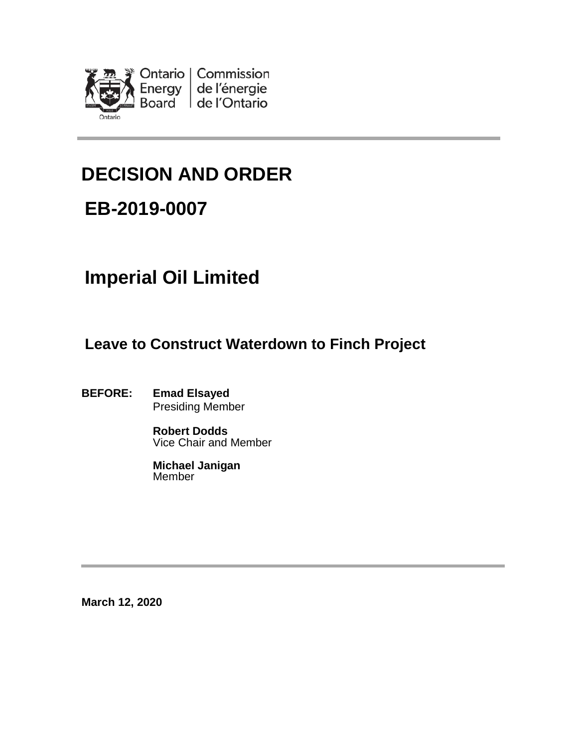Ontario Energy Board | Commission de l'énergie de l'Ontario

# DECISION AND ORDER

# EB-2019-0007

# Imperial Oil Limited

## Leave to Construct Waterdown to Finch Project

**BEFORE:** **Emad Elsayed**
Presiding Member

**Robert Dodds**
Vice Chair and Member

**Michael Janigan**
Member

**March 12, 2020**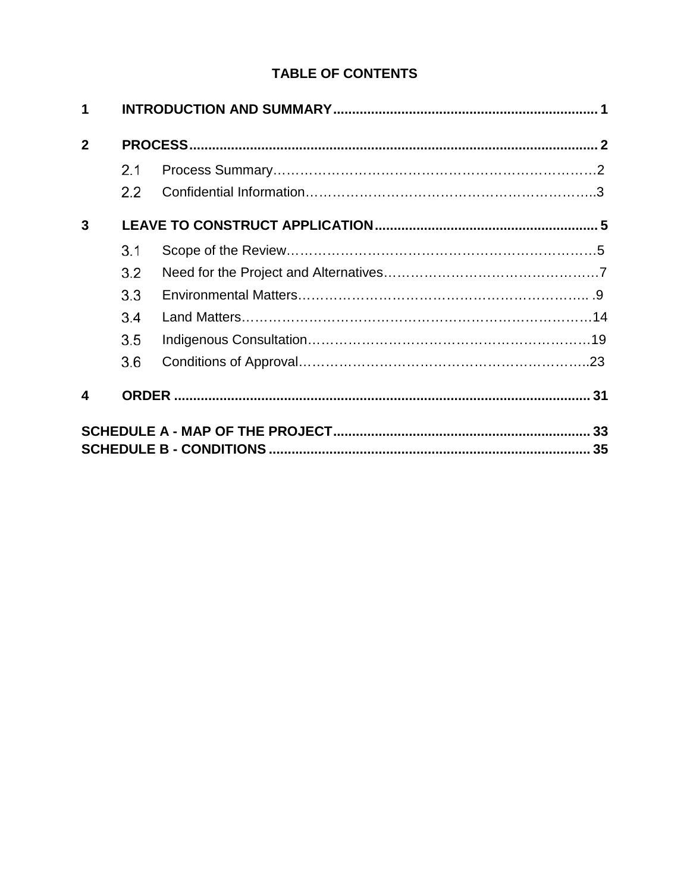# TABLE OF CONTENTS

**1 INTRODUCTION AND SUMMARY ..................................................................... 1**

**2 PROCESS ........................................................................................................... 2**

- 2.1 Process Summary……………………………………………………………………2
- 2.2 Confidential Information…………………………………………………………..3

**3 LEAVE TO CONSTRUCT APPLICATION ........................................................... 5**

- 3.1 Scope of the Review……………………………………………………………….5
- 3.2 Need for the Project and Alternatives…………………………………………7
- 3.3 Environmental Matters…………………………………………………………... .9
- 3.4 Land Matters………………………………………………………………………14
- 3.5 Indigenous Consultation…………………………………………………………19
- 3.6 Conditions of Approval…………………………………………………………..23

**4 ORDER ............................................................................................................... 31**

**SCHEDULE A - MAP OF THE PROJECT .................................................................... 33**

**SCHEDULE B - CONDITIONS ..................................................................................... 35**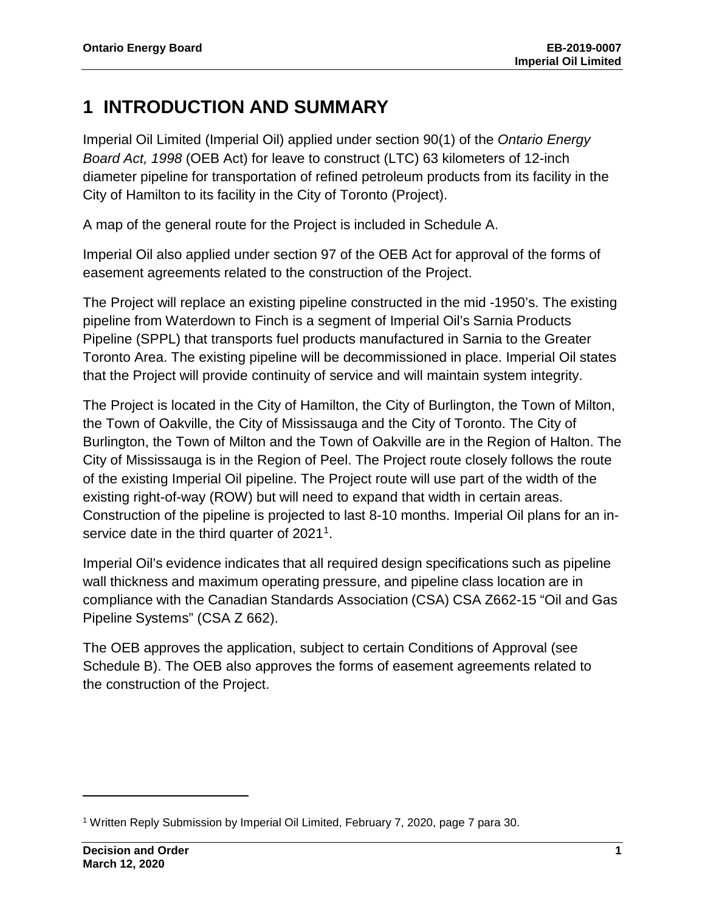# 1 INTRODUCTION AND SUMMARY

Imperial Oil Limited (Imperial Oil) applied under section 90(1) of the *Ontario Energy Board Act, 1998* (OEB Act) for leave to construct (LTC) 63 kilometers of 12-inch diameter pipeline for transportation of refined petroleum products from its facility in the City of Hamilton to its facility in the City of Toronto (Project).

A map of the general route for the Project is included in Schedule A.

Imperial Oil also applied under section 97 of the OEB Act for approval of the forms of easement agreements related to the construction of the Project.

The Project will replace an existing pipeline constructed in the mid -1950's. The existing pipeline from Waterdown to Finch is a segment of Imperial Oil's Sarnia Products Pipeline (SPPL) that transports fuel products manufactured in Sarnia to the Greater Toronto Area. The existing pipeline will be decommissioned in place. Imperial Oil states that the Project will provide continuity of service and will maintain system integrity.

The Project is located in the City of Hamilton, the City of Burlington, the Town of Milton, the Town of Oakville, the City of Mississauga and the City of Toronto. The City of Burlington, the Town of Milton and the Town of Oakville are in the Region of Halton. The City of Mississauga is in the Region of Peel. The Project route closely follows the route of the existing Imperial Oil pipeline. The Project route will use part of the width of the existing right-of-way (ROW) but will need to expand that width in certain areas. Construction of the pipeline is projected to last 8-10 months. Imperial Oil plans for an in-service date in the third quarter of 2021[1].

Imperial Oil's evidence indicates that all required design specifications such as pipeline wall thickness and maximum operating pressure, and pipeline class location are in compliance with the Canadian Standards Association (CSA) CSA Z662-15 "Oil and Gas Pipeline Systems" (CSA Z 662).

The OEB approves the application, subject to certain Conditions of Approval (see Schedule B). The OEB also approves the forms of easement agreements related to the construction of the Project.

[1] Written Reply Submission by Imperial Oil Limited, February 7, 2020, page 7 para 30.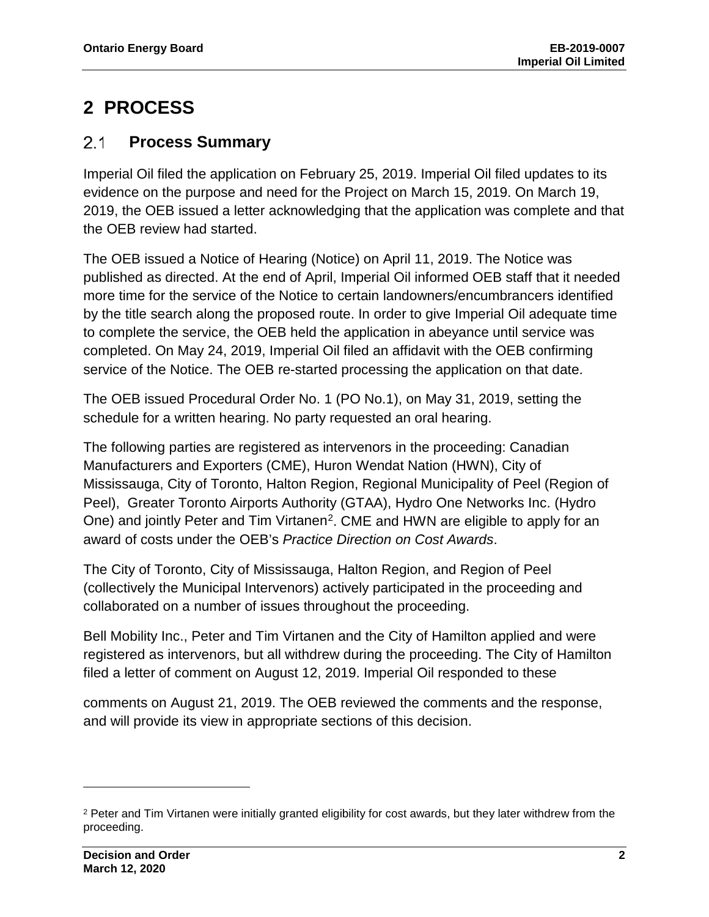# 2 PROCESS

## 2.1 Process Summary

Imperial Oil filed the application on February 25, 2019. Imperial Oil filed updates to its evidence on the purpose and need for the Project on March 15, 2019. On March 19, 2019, the OEB issued a letter acknowledging that the application was complete and that the OEB review had started.

The OEB issued a Notice of Hearing (Notice) on April 11, 2019. The Notice was published as directed. At the end of April, Imperial Oil informed OEB staff that it needed more time for the service of the Notice to certain landowners/encumbrancers identified by the title search along the proposed route. In order to give Imperial Oil adequate time to complete the service, the OEB held the application in abeyance until service was completed. On May 24, 2019, Imperial Oil filed an affidavit with the OEB confirming service of the Notice. The OEB re-started processing the application on that date.

The OEB issued Procedural Order No. 1 (PO No.1), on May 31, 2019, setting the schedule for a written hearing. No party requested an oral hearing.

The following parties are registered as intervenors in the proceeding: Canadian Manufacturers and Exporters (CME), Huron Wendat Nation (HWN), City of Mississauga, City of Toronto, Halton Region, Regional Municipality of Peel (Region of Peel), Greater Toronto Airports Authority (GTAA), Hydro One Networks Inc. (Hydro One) and jointly Peter and Tim Virtanen[2]. CME and HWN are eligible to apply for an award of costs under the OEB's *Practice Direction on Cost Awards*.

The City of Toronto, City of Mississauga, Halton Region, and Region of Peel (collectively the Municipal Intervenors) actively participated in the proceeding and collaborated on a number of issues throughout the proceeding.

Bell Mobility Inc., Peter and Tim Virtanen and the City of Hamilton applied and were registered as intervenors, but all withdrew during the proceeding. The City of Hamilton filed a letter of comment on August 12, 2019. Imperial Oil responded to these comments on August 21, 2019. The OEB reviewed the comments and the response, and will provide its view in appropriate sections of this decision.

[2] Peter and Tim Virtanen were initially granted eligibility for cost awards, but they later withdrew from the proceeding.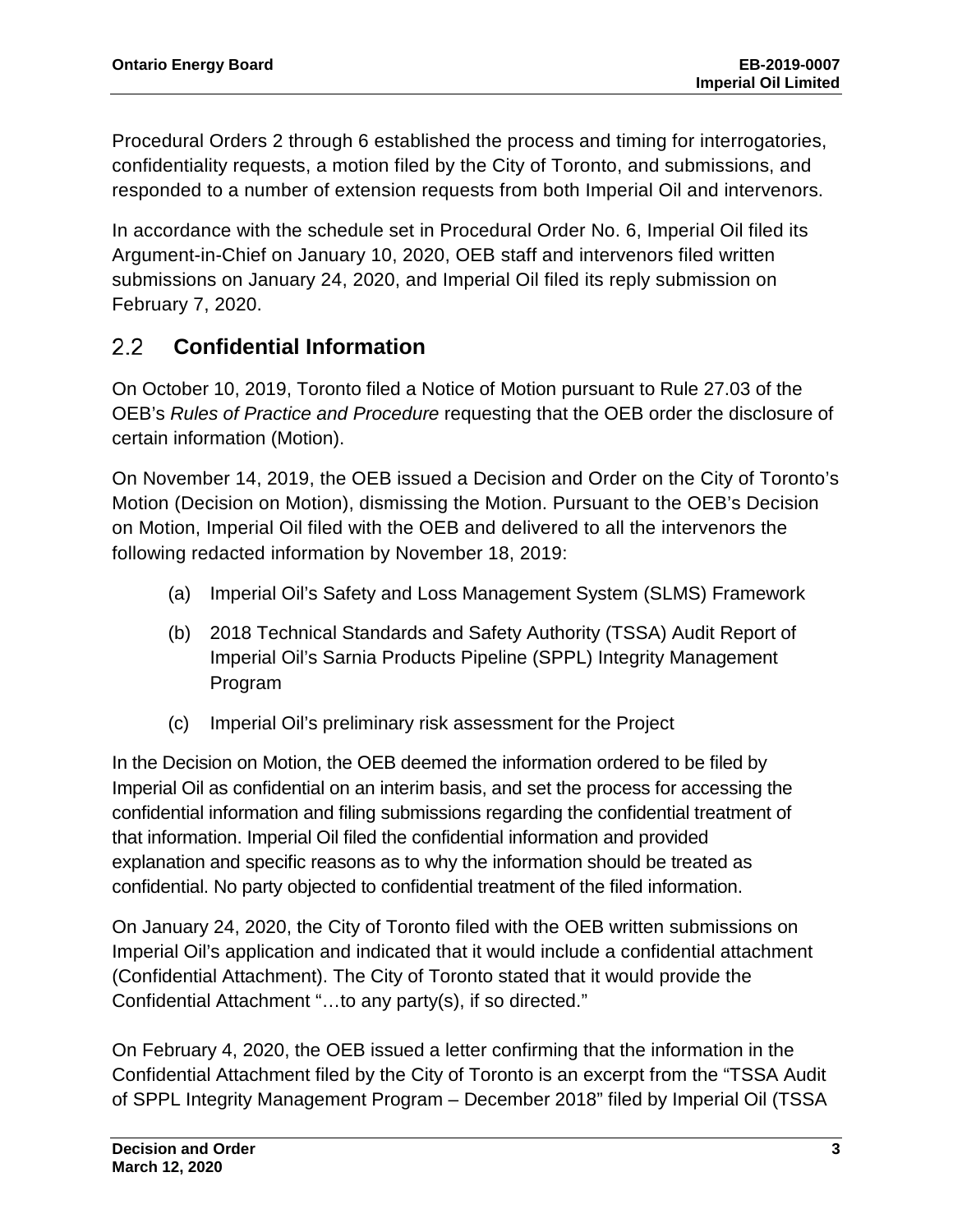Procedural Orders 2 through 6 established the process and timing for interrogatories, confidentiality requests, a motion filed by the City of Toronto, and submissions, and responded to a number of extension requests from both Imperial Oil and intervenors.

In accordance with the schedule set in Procedural Order No. 6, Imperial Oil filed its Argument-in-Chief on January 10, 2020, OEB staff and intervenors filed written submissions on January 24, 2020, and Imperial Oil filed its reply submission on February 7, 2020.

## 2.2 Confidential Information

On October 10, 2019, Toronto filed a Notice of Motion pursuant to Rule 27.03 of the OEB's *Rules of Practice and Procedure* requesting that the OEB order the disclosure of certain information (Motion).

On November 14, 2019, the OEB issued a Decision and Order on the City of Toronto's Motion (Decision on Motion), dismissing the Motion. Pursuant to the OEB's Decision on Motion, Imperial Oil filed with the OEB and delivered to all the intervenors the following redacted information by November 18, 2019:

(a) Imperial Oil's Safety and Loss Management System (SLMS) Framework

(b) 2018 Technical Standards and Safety Authority (TSSA) Audit Report of Imperial Oil's Sarnia Products Pipeline (SPPL) Integrity Management Program

(c) Imperial Oil's preliminary risk assessment for the Project

In the Decision on Motion, the OEB deemed the information ordered to be filed by Imperial Oil as confidential on an interim basis, and set the process for accessing the confidential information and filing submissions regarding the confidential treatment of that information. Imperial Oil filed the confidential information and provided explanation and specific reasons as to why the information should be treated as confidential. No party objected to confidential treatment of the filed information.

On January 24, 2020, the City of Toronto filed with the OEB written submissions on Imperial Oil's application and indicated that it would include a confidential attachment (Confidential Attachment). The City of Toronto stated that it would provide the Confidential Attachment "…to any party(s), if so directed."

On February 4, 2020, the OEB issued a letter confirming that the information in the Confidential Attachment filed by the City of Toronto is an excerpt from the "TSSA Audit of SPPL Integrity Management Program – December 2018" filed by Imperial Oil (TSSA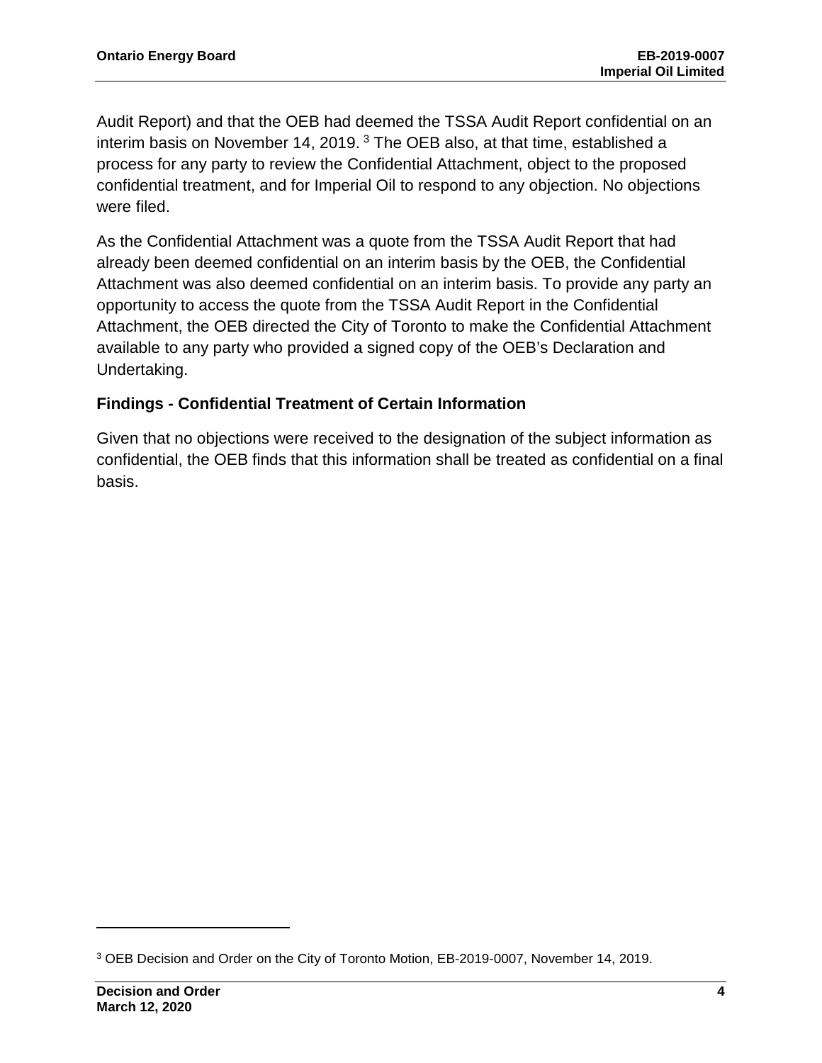Audit Report) and that the OEB had deemed the TSSA Audit Report confidential on an interim basis on November 14, 2019. [3] The OEB also, at that time, established a process for any party to review the Confidential Attachment, object to the proposed confidential treatment, and for Imperial Oil to respond to any objection. No objections were filed.

As the Confidential Attachment was a quote from the TSSA Audit Report that had already been deemed confidential on an interim basis by the OEB, the Confidential Attachment was also deemed confidential on an interim basis. To provide any party an opportunity to access the quote from the TSSA Audit Report in the Confidential Attachment, the OEB directed the City of Toronto to make the Confidential Attachment available to any party who provided a signed copy of the OEB's Declaration and Undertaking.

### Findings - Confidential Treatment of Certain Information

Given that no objections were received to the designation of the subject information as confidential, the OEB finds that this information shall be treated as confidential on a final basis.

[3] OEB Decision and Order on the City of Toronto Motion, EB-2019-0007, November 14, 2019.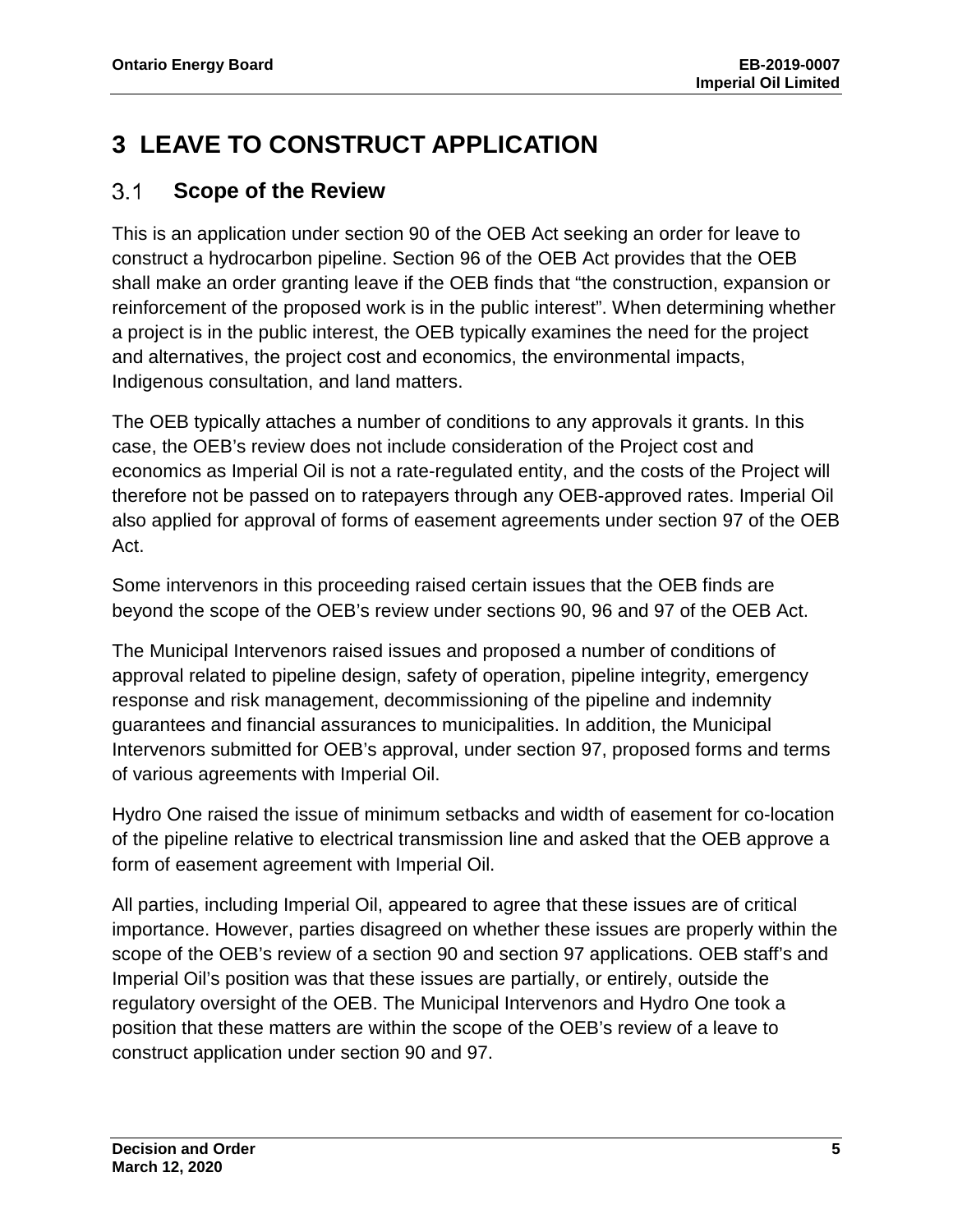# 3 LEAVE TO CONSTRUCT APPLICATION

## 3.1 Scope of the Review

This is an application under section 90 of the OEB Act seeking an order for leave to construct a hydrocarbon pipeline. Section 96 of the OEB Act provides that the OEB shall make an order granting leave if the OEB finds that "the construction, expansion or reinforcement of the proposed work is in the public interest". When determining whether a project is in the public interest, the OEB typically examines the need for the project and alternatives, the project cost and economics, the environmental impacts, Indigenous consultation, and land matters.

The OEB typically attaches a number of conditions to any approvals it grants. In this case, the OEB's review does not include consideration of the Project cost and economics as Imperial Oil is not a rate-regulated entity, and the costs of the Project will therefore not be passed on to ratepayers through any OEB-approved rates. Imperial Oil also applied for approval of forms of easement agreements under section 97 of the OEB Act.

Some intervenors in this proceeding raised certain issues that the OEB finds are beyond the scope of the OEB's review under sections 90, 96 and 97 of the OEB Act.

The Municipal Intervenors raised issues and proposed a number of conditions of approval related to pipeline design, safety of operation, pipeline integrity, emergency response and risk management, decommissioning of the pipeline and indemnity guarantees and financial assurances to municipalities. In addition, the Municipal Intervenors submitted for OEB's approval, under section 97, proposed forms and terms of various agreements with Imperial Oil.

Hydro One raised the issue of minimum setbacks and width of easement for co-location of the pipeline relative to electrical transmission line and asked that the OEB approve a form of easement agreement with Imperial Oil.

All parties, including Imperial Oil, appeared to agree that these issues are of critical importance. However, parties disagreed on whether these issues are properly within the scope of the OEB's review of a section 90 and section 97 applications. OEB staff's and Imperial Oil's position was that these issues are partially, or entirely, outside the regulatory oversight of the OEB. The Municipal Intervenors and Hydro One took a position that these matters are within the scope of the OEB's review of a leave to construct application under section 90 and 97.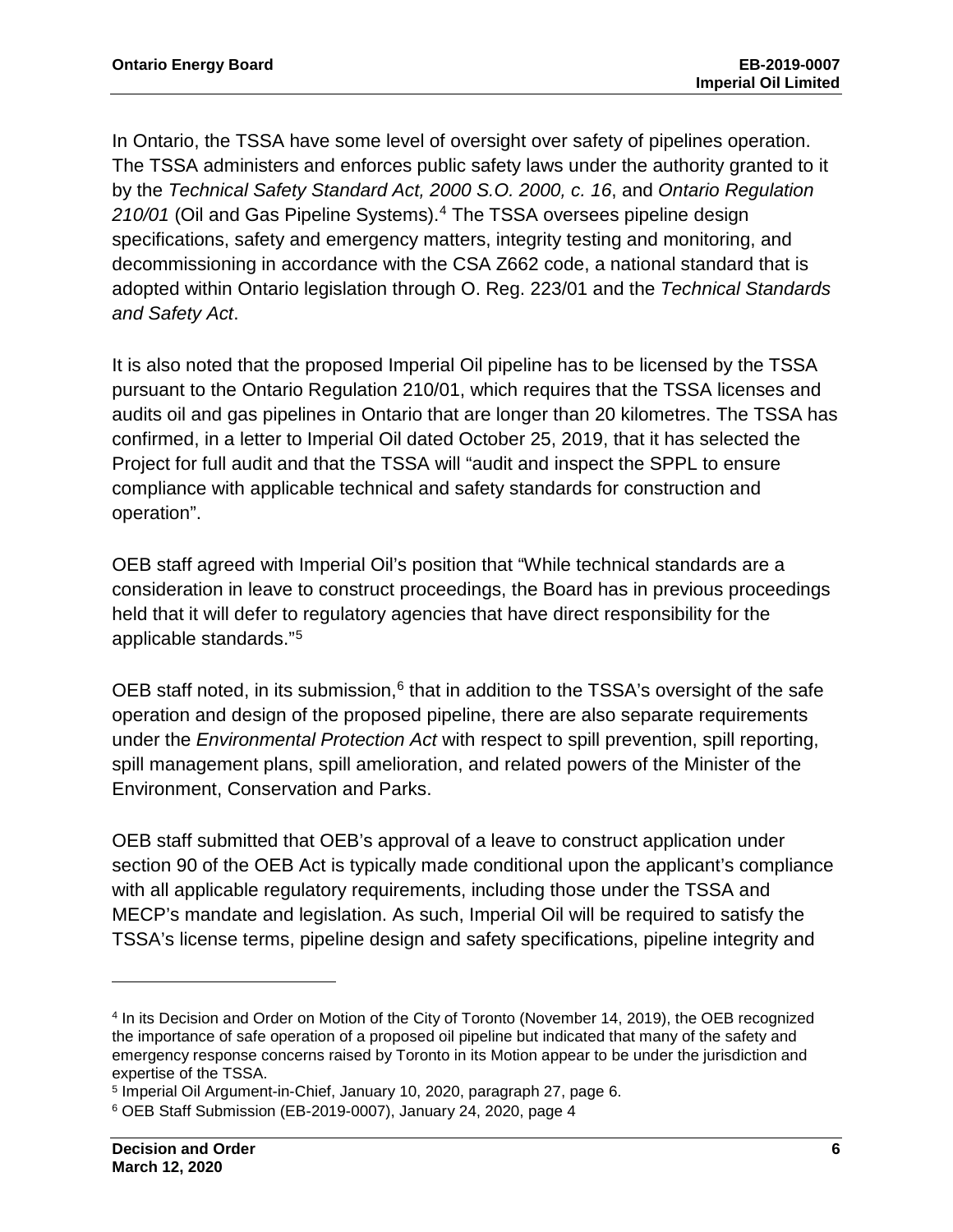In Ontario, the TSSA have some level of oversight over safety of pipelines operation. The TSSA administers and enforces public safety laws under the authority granted to it by the *Technical Safety Standard Act, 2000 S.O. 2000, c. 16*, and *Ontario Regulation 210/01* (Oil and Gas Pipeline Systems).[4] The TSSA oversees pipeline design specifications, safety and emergency matters, integrity testing and monitoring, and decommissioning in accordance with the CSA Z662 code, a national standard that is adopted within Ontario legislation through O. Reg. 223/01 and the *Technical Standards and Safety Act*.

It is also noted that the proposed Imperial Oil pipeline has to be licensed by the TSSA pursuant to the Ontario Regulation 210/01, which requires that the TSSA licenses and audits oil and gas pipelines in Ontario that are longer than 20 kilometres. The TSSA has confirmed, in a letter to Imperial Oil dated October 25, 2019, that it has selected the Project for full audit and that the TSSA will "audit and inspect the SPPL to ensure compliance with applicable technical and safety standards for construction and operation".

OEB staff agreed with Imperial Oil's position that "While technical standards are a consideration in leave to construct proceedings, the Board has in previous proceedings held that it will defer to regulatory agencies that have direct responsibility for the applicable standards."[5]

OEB staff noted, in its submission,[6] that in addition to the TSSA's oversight of the safe operation and design of the proposed pipeline, there are also separate requirements under the *Environmental Protection Act* with respect to spill prevention, spill reporting, spill management plans, spill amelioration, and related powers of the Minister of the Environment, Conservation and Parks.

OEB staff submitted that OEB's approval of a leave to construct application under section 90 of the OEB Act is typically made conditional upon the applicant's compliance with all applicable regulatory requirements, including those under the TSSA and MECP's mandate and legislation. As such, Imperial Oil will be required to satisfy the TSSA's license terms, pipeline design and safety specifications, pipeline integrity and

---

[4] In its Decision and Order on Motion of the City of Toronto (November 14, 2019), the OEB recognized the importance of safe operation of a proposed oil pipeline but indicated that many of the safety and emergency response concerns raised by Toronto in its Motion appear to be under the jurisdiction and expertise of the TSSA.

[5] Imperial Oil Argument-in-Chief, January 10, 2020, paragraph 27, page 6.

[6] OEB Staff Submission (EB-2019-0007), January 24, 2020, page 4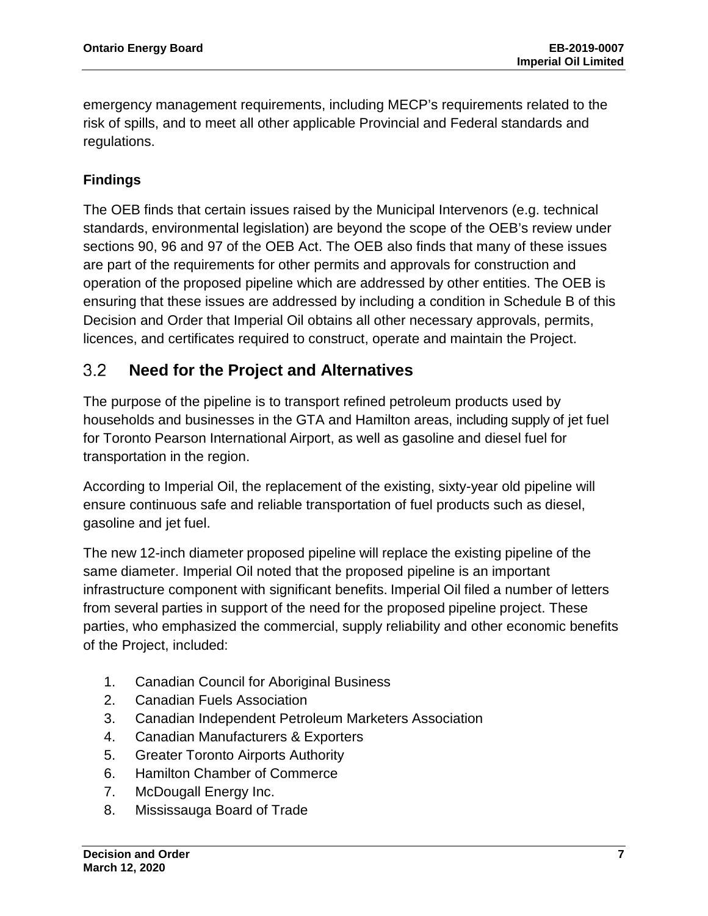emergency management requirements, including MECP's requirements related to the risk of spills, and to meet all other applicable Provincial and Federal standards and regulations.

**Findings**

The OEB finds that certain issues raised by the Municipal Intervenors (e.g. technical standards, environmental legislation) are beyond the scope of the OEB's review under sections 90, 96 and 97 of the OEB Act. The OEB also finds that many of these issues are part of the requirements for other permits and approvals for construction and operation of the proposed pipeline which are addressed by other entities. The OEB is ensuring that these issues are addressed by including a condition in Schedule B of this Decision and Order that Imperial Oil obtains all other necessary approvals, permits, licences, and certificates required to construct, operate and maintain the Project.

## 3.2 Need for the Project and Alternatives

The purpose of the pipeline is to transport refined petroleum products used by households and businesses in the GTA and Hamilton areas, including supply of jet fuel for Toronto Pearson International Airport, as well as gasoline and diesel fuel for transportation in the region.

According to Imperial Oil, the replacement of the existing, sixty-year old pipeline will ensure continuous safe and reliable transportation of fuel products such as diesel, gasoline and jet fuel.

The new 12-inch diameter proposed pipeline will replace the existing pipeline of the same diameter. Imperial Oil noted that the proposed pipeline is an important infrastructure component with significant benefits. Imperial Oil filed a number of letters from several parties in support of the need for the proposed pipeline project. These parties, who emphasized the commercial, supply reliability and other economic benefits of the Project, included:

1. Canadian Council for Aboriginal Business
2. Canadian Fuels Association
3. Canadian Independent Petroleum Marketers Association
4. Canadian Manufacturers & Exporters
5. Greater Toronto Airports Authority
6. Hamilton Chamber of Commerce
7. McDougall Energy Inc.
8. Mississauga Board of Trade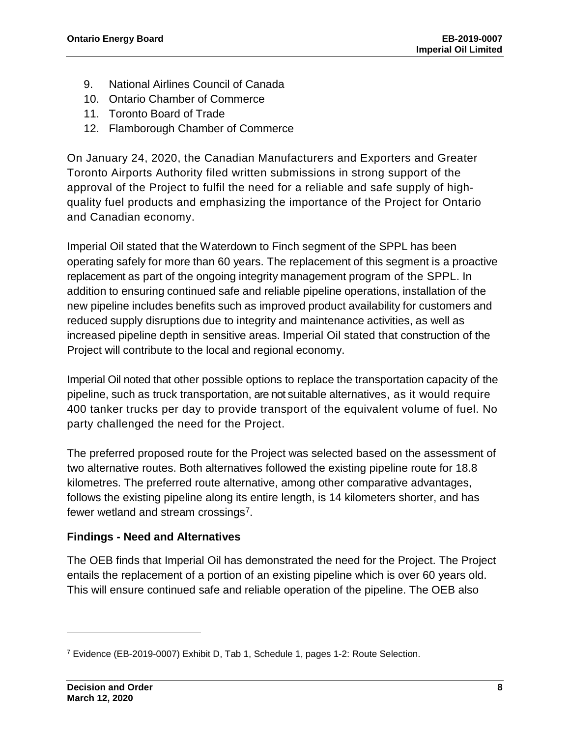9. National Airlines Council of Canada
10. Ontario Chamber of Commerce
11. Toronto Board of Trade
12. Flamborough Chamber of Commerce

On January 24, 2020, the Canadian Manufacturers and Exporters and Greater Toronto Airports Authority filed written submissions in strong support of the approval of the Project to fulfil the need for a reliable and safe supply of high-quality fuel products and emphasizing the importance of the Project for Ontario and Canadian economy.

Imperial Oil stated that the Waterdown to Finch segment of the SPPL has been operating safely for more than 60 years. The replacement of this segment is a proactive replacement as part of the ongoing integrity management program of the SPPL. In addition to ensuring continued safe and reliable pipeline operations, installation of the new pipeline includes benefits such as improved product availability for customers and reduced supply disruptions due to integrity and maintenance activities, as well as increased pipeline depth in sensitive areas. Imperial Oil stated that construction of the Project will contribute to the local and regional economy.

Imperial Oil noted that other possible options to replace the transportation capacity of the pipeline, such as truck transportation, are not suitable alternatives, as it would require 400 tanker trucks per day to provide transport of the equivalent volume of fuel. No party challenged the need for the Project.

The preferred proposed route for the Project was selected based on the assessment of two alternative routes. Both alternatives followed the existing pipeline route for 18.8 kilometres. The preferred route alternative, among other comparative advantages, follows the existing pipeline along its entire length, is 14 kilometers shorter, and has fewer wetland and stream crossings[7].

## Findings - Need and Alternatives

The OEB finds that Imperial Oil has demonstrated the need for the Project. The Project entails the replacement of a portion of an existing pipeline which is over 60 years old. This will ensure continued safe and reliable operation of the pipeline. The OEB also

[7] Evidence (EB-2019-0007) Exhibit D, Tab 1, Schedule 1, pages 1-2: Route Selection.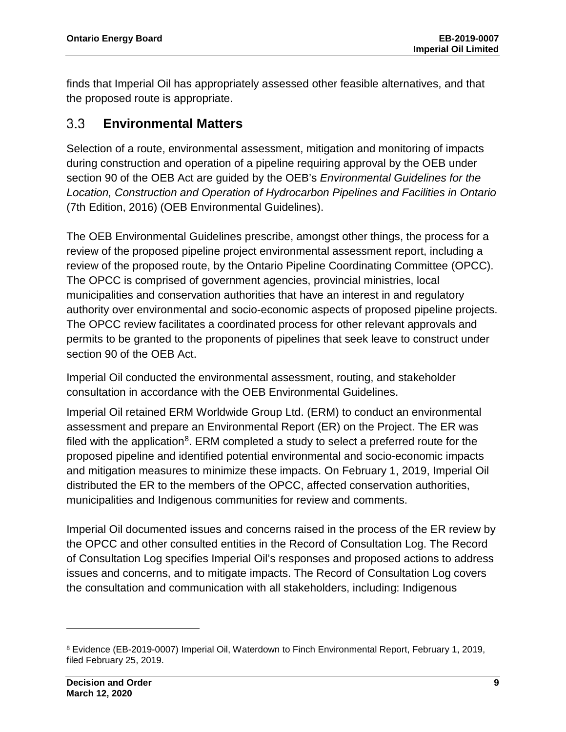finds that Imperial Oil has appropriately assessed other feasible alternatives, and that the proposed route is appropriate.

## 3.3 Environmental Matters

Selection of a route, environmental assessment, mitigation and monitoring of impacts during construction and operation of a pipeline requiring approval by the OEB under section 90 of the OEB Act are guided by the OEB's *Environmental Guidelines for the Location, Construction and Operation of Hydrocarbon Pipelines and Facilities in Ontario* (7th Edition, 2016) (OEB Environmental Guidelines).

The OEB Environmental Guidelines prescribe, amongst other things, the process for a review of the proposed pipeline project environmental assessment report, including a review of the proposed route, by the Ontario Pipeline Coordinating Committee (OPCC). The OPCC is comprised of government agencies, provincial ministries, local municipalities and conservation authorities that have an interest in and regulatory authority over environmental and socio-economic aspects of proposed pipeline projects. The OPCC review facilitates a coordinated process for other relevant approvals and permits to be granted to the proponents of pipelines that seek leave to construct under section 90 of the OEB Act.

Imperial Oil conducted the environmental assessment, routing, and stakeholder consultation in accordance with the OEB Environmental Guidelines.

Imperial Oil retained ERM Worldwide Group Ltd. (ERM) to conduct an environmental assessment and prepare an Environmental Report (ER) on the Project. The ER was filed with the application[8]. ERM completed a study to select a preferred route for the proposed pipeline and identified potential environmental and socio-economic impacts and mitigation measures to minimize these impacts. On February 1, 2019, Imperial Oil distributed the ER to the members of the OPCC, affected conservation authorities, municipalities and Indigenous communities for review and comments.

Imperial Oil documented issues and concerns raised in the process of the ER review by the OPCC and other consulted entities in the Record of Consultation Log. The Record of Consultation Log specifies Imperial Oil's responses and proposed actions to address issues and concerns, and to mitigate impacts. The Record of Consultation Log covers the consultation and communication with all stakeholders, including: Indigenous

[8] Evidence (EB-2019-0007) Imperial Oil, Waterdown to Finch Environmental Report, February 1, 2019, filed February 25, 2019.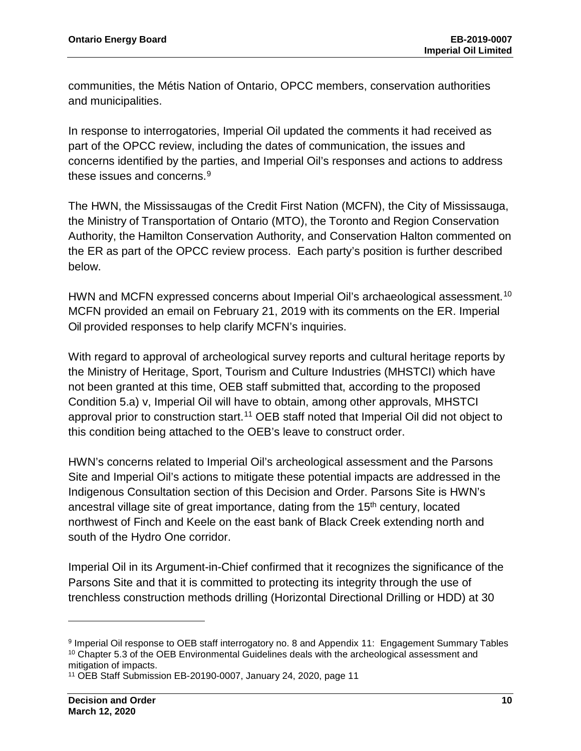communities, the Métis Nation of Ontario, OPCC members, conservation authorities and municipalities.

In response to interrogatories, Imperial Oil updated the comments it had received as part of the OPCC review, including the dates of communication, the issues and concerns identified by the parties, and Imperial Oil's responses and actions to address these issues and concerns.[9]

The HWN, the Mississaugas of the Credit First Nation (MCFN), the City of Mississauga, the Ministry of Transportation of Ontario (MTO), the Toronto and Region Conservation Authority, the Hamilton Conservation Authority, and Conservation Halton commented on the ER as part of the OPCC review process. Each party's position is further described below.

HWN and MCFN expressed concerns about Imperial Oil's archaeological assessment.[10] MCFN provided an email on February 21, 2019 with its comments on the ER. Imperial Oil provided responses to help clarify MCFN's inquiries.

With regard to approval of archeological survey reports and cultural heritage reports by the Ministry of Heritage, Sport, Tourism and Culture Industries (MHSTCI) which have not been granted at this time, OEB staff submitted that, according to the proposed Condition 5.a) v, Imperial Oil will have to obtain, among other approvals, MHSTCI approval prior to construction start.[11] OEB staff noted that Imperial Oil did not object to this condition being attached to the OEB's leave to construct order.

HWN's concerns related to Imperial Oil's archeological assessment and the Parsons Site and Imperial Oil's actions to mitigate these potential impacts are addressed in the Indigenous Consultation section of this Decision and Order. Parsons Site is HWN's ancestral village site of great importance, dating from the 15th century, located northwest of Finch and Keele on the east bank of Black Creek extending north and south of the Hydro One corridor.

Imperial Oil in its Argument-in-Chief confirmed that it recognizes the significance of the Parsons Site and that it is committed to protecting its integrity through the use of trenchless construction methods drilling (Horizontal Directional Drilling or HDD) at 30

---

[9] Imperial Oil response to OEB staff interrogatory no. 8 and Appendix 11: Engagement Summary Tables

[10] Chapter 5.3 of the OEB Environmental Guidelines deals with the archeological assessment and mitigation of impacts.

[11] OEB Staff Submission EB-20190-0007, January 24, 2020, page 11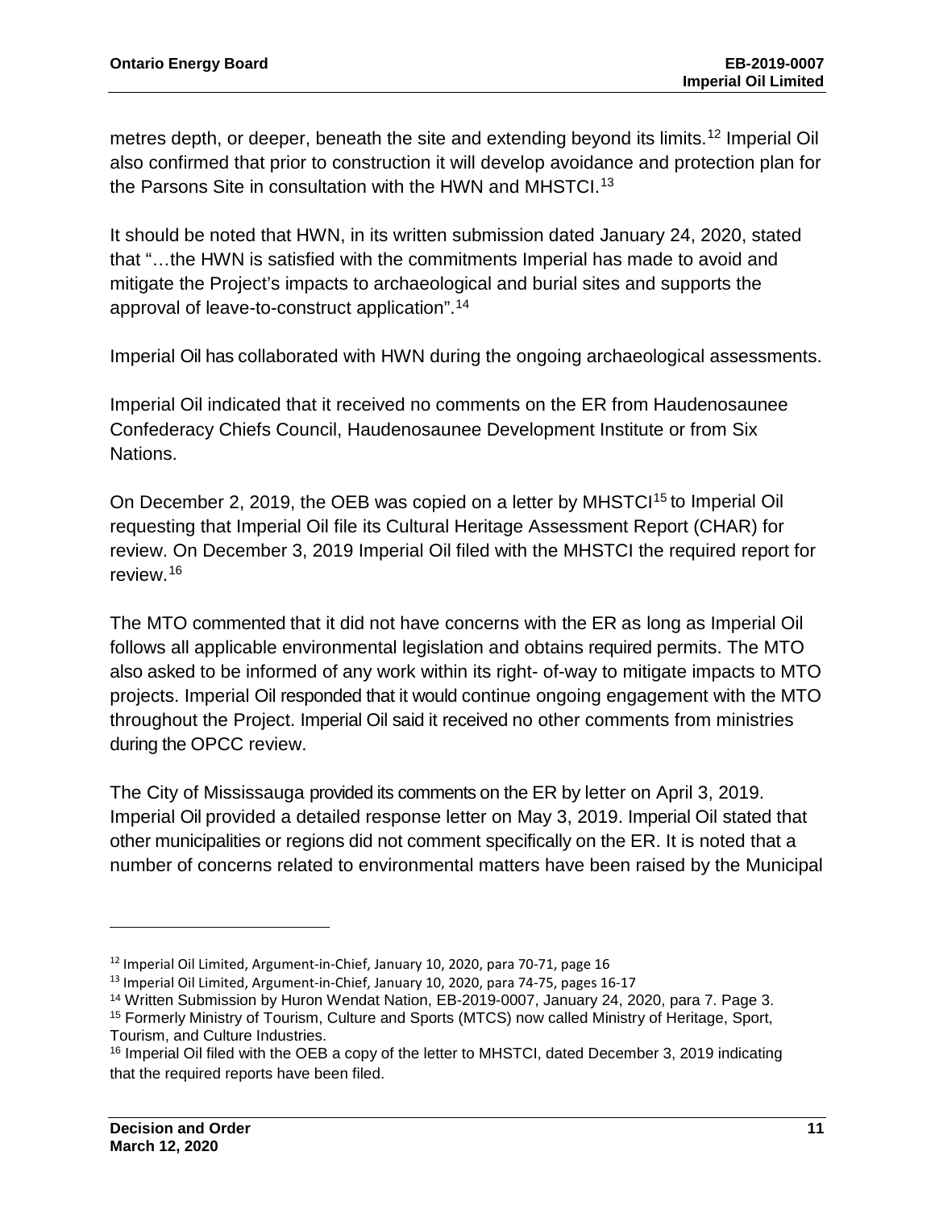metres depth, or deeper, beneath the site and extending beyond its limits.[12] Imperial Oil also confirmed that prior to construction it will develop avoidance and protection plan for the Parsons Site in consultation with the HWN and MHSTCI.[13]

It should be noted that HWN, in its written submission dated January 24, 2020, stated that "…the HWN is satisfied with the commitments Imperial has made to avoid and mitigate the Project's impacts to archaeological and burial sites and supports the approval of leave-to-construct application".[14]

Imperial Oil has collaborated with HWN during the ongoing archaeological assessments.

Imperial Oil indicated that it received no comments on the ER from Haudenosaunee Confederacy Chiefs Council, Haudenosaunee Development Institute or from Six Nations.

On December 2, 2019, the OEB was copied on a letter by MHSTCI[15] to Imperial Oil requesting that Imperial Oil file its Cultural Heritage Assessment Report (CHAR) for review. On December 3, 2019 Imperial Oil filed with the MHSTCI the required report for review.[16]

The MTO commented that it did not have concerns with the ER as long as Imperial Oil follows all applicable environmental legislation and obtains required permits. The MTO also asked to be informed of any work within its right- of-way to mitigate impacts to MTO projects. Imperial Oil responded that it would continue ongoing engagement with the MTO throughout the Project. Imperial Oil said it received no other comments from ministries during the OPCC review.

The City of Mississauga provided its comments on the ER by letter on April 3, 2019. Imperial Oil provided a detailed response letter on May 3, 2019. Imperial Oil stated that other municipalities or regions did not comment specifically on the ER. It is noted that a number of concerns related to environmental matters have been raised by the Municipal

---

[12] Imperial Oil Limited, Argument-in-Chief, January 10, 2020, para 70-71, page 16

[13] Imperial Oil Limited, Argument-in-Chief, January 10, 2020, para 74-75, pages 16-17

[14] Written Submission by Huron Wendat Nation, EB-2019-0007, January 24, 2020, para 7. Page 3.

[15] Formerly Ministry of Tourism, Culture and Sports (MTCS) now called Ministry of Heritage, Sport, Tourism, and Culture Industries.

[16] Imperial Oil filed with the OEB a copy of the letter to MHSTCI, dated December 3, 2019 indicating that the required reports have been filed.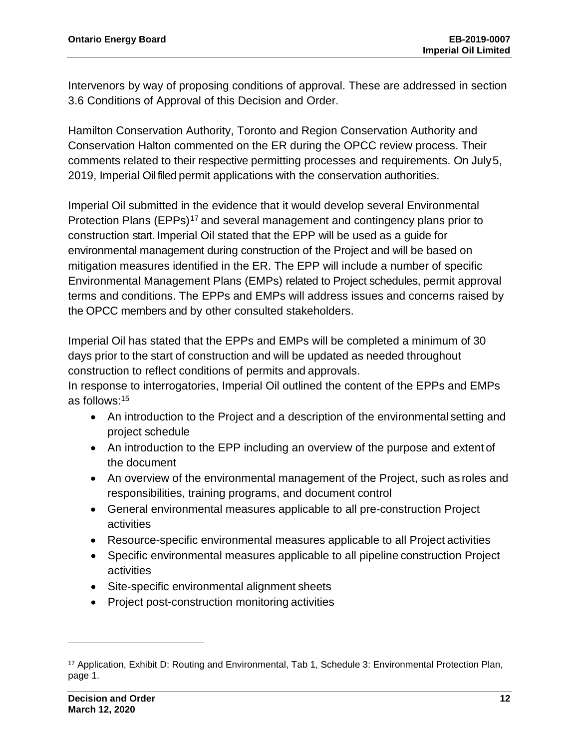Intervenors by way of proposing conditions of approval. These are addressed in section 3.6 Conditions of Approval of this Decision and Order.

Hamilton Conservation Authority, Toronto and Region Conservation Authority and Conservation Halton commented on the ER during the OPCC review process. Their comments related to their respective permitting processes and requirements. On July 5, 2019, Imperial Oil filed permit applications with the conservation authorities.

Imperial Oil submitted in the evidence that it would develop several Environmental Protection Plans (EPPs)[17] and several management and contingency plans prior to construction start. Imperial Oil stated that the EPP will be used as a guide for environmental management during construction of the Project and will be based on mitigation measures identified in the ER. The EPP will include a number of specific Environmental Management Plans (EMPs) related to Project schedules, permit approval terms and conditions. The EPPs and EMPs will address issues and concerns raised by the OPCC members and by other consulted stakeholders.

Imperial Oil has stated that the EPPs and EMPs will be completed a minimum of 30 days prior to the start of construction and will be updated as needed throughout construction to reflect conditions of permits and approvals.
In response to interrogatories, Imperial Oil outlined the content of the EPPs and EMPs as follows:[15]

- An introduction to the Project and a description of the environmental setting and project schedule
- An introduction to the EPP including an overview of the purpose and extent of the document
- An overview of the environmental management of the Project, such as roles and responsibilities, training programs, and document control
- General environmental measures applicable to all pre-construction Project activities
- Resource-specific environmental measures applicable to all Project activities
- Specific environmental measures applicable to all pipeline construction Project activities
- Site-specific environmental alignment sheets
- Project post-construction monitoring activities

[17] Application, Exhibit D: Routing and Environmental, Tab 1, Schedule 3: Environmental Protection Plan, page 1.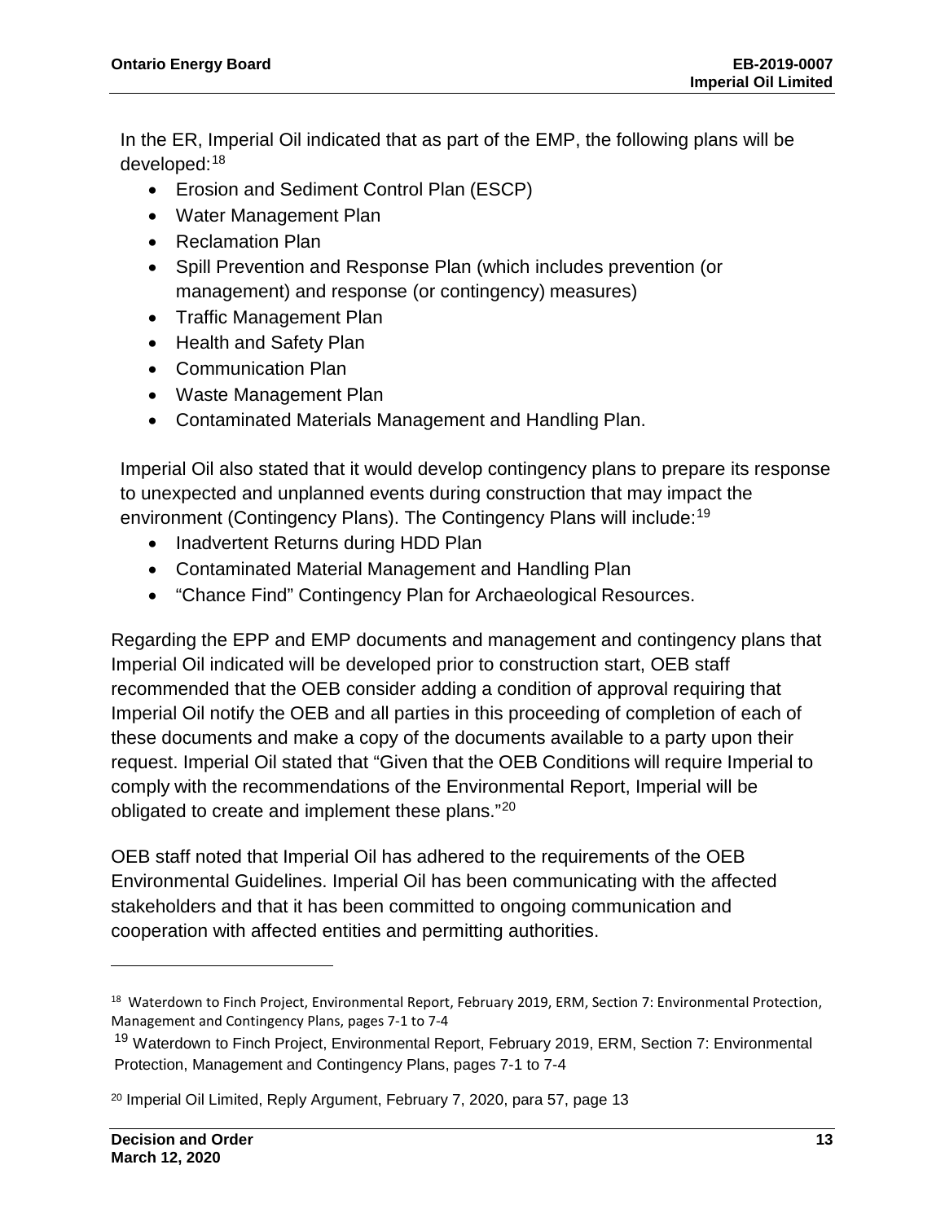In the ER, Imperial Oil indicated that as part of the EMP, the following plans will be developed:[18]

- Erosion and Sediment Control Plan (ESCP)
- Water Management Plan
- Reclamation Plan
- Spill Prevention and Response Plan (which includes prevention (or management) and response (or contingency) measures)
- Traffic Management Plan
- Health and Safety Plan
- Communication Plan
- Waste Management Plan
- Contaminated Materials Management and Handling Plan.

Imperial Oil also stated that it would develop contingency plans to prepare its response to unexpected and unplanned events during construction that may impact the environment (Contingency Plans). The Contingency Plans will include:[19]

- Inadvertent Returns during HDD Plan
- Contaminated Material Management and Handling Plan
- "Chance Find" Contingency Plan for Archaeological Resources.

Regarding the EPP and EMP documents and management and contingency plans that Imperial Oil indicated will be developed prior to construction start, OEB staff recommended that the OEB consider adding a condition of approval requiring that Imperial Oil notify the OEB and all parties in this proceeding of completion of each of these documents and make a copy of the documents available to a party upon their request. Imperial Oil stated that "Given that the OEB Conditions will require Imperial to comply with the recommendations of the Environmental Report, Imperial will be obligated to create and implement these plans."[20]

OEB staff noted that Imperial Oil has adhered to the requirements of the OEB Environmental Guidelines. Imperial Oil has been communicating with the affected stakeholders and that it has been committed to ongoing communication and cooperation with affected entities and permitting authorities.

---

[18] Waterdown to Finch Project, Environmental Report, February 2019, ERM, Section 7: Environmental Protection, Management and Contingency Plans, pages 7-1 to 7-4

[19] Waterdown to Finch Project, Environmental Report, February 2019, ERM, Section 7: Environmental Protection, Management and Contingency Plans, pages 7-1 to 7-4

[20] Imperial Oil Limited, Reply Argument, February 7, 2020, para 57, page 13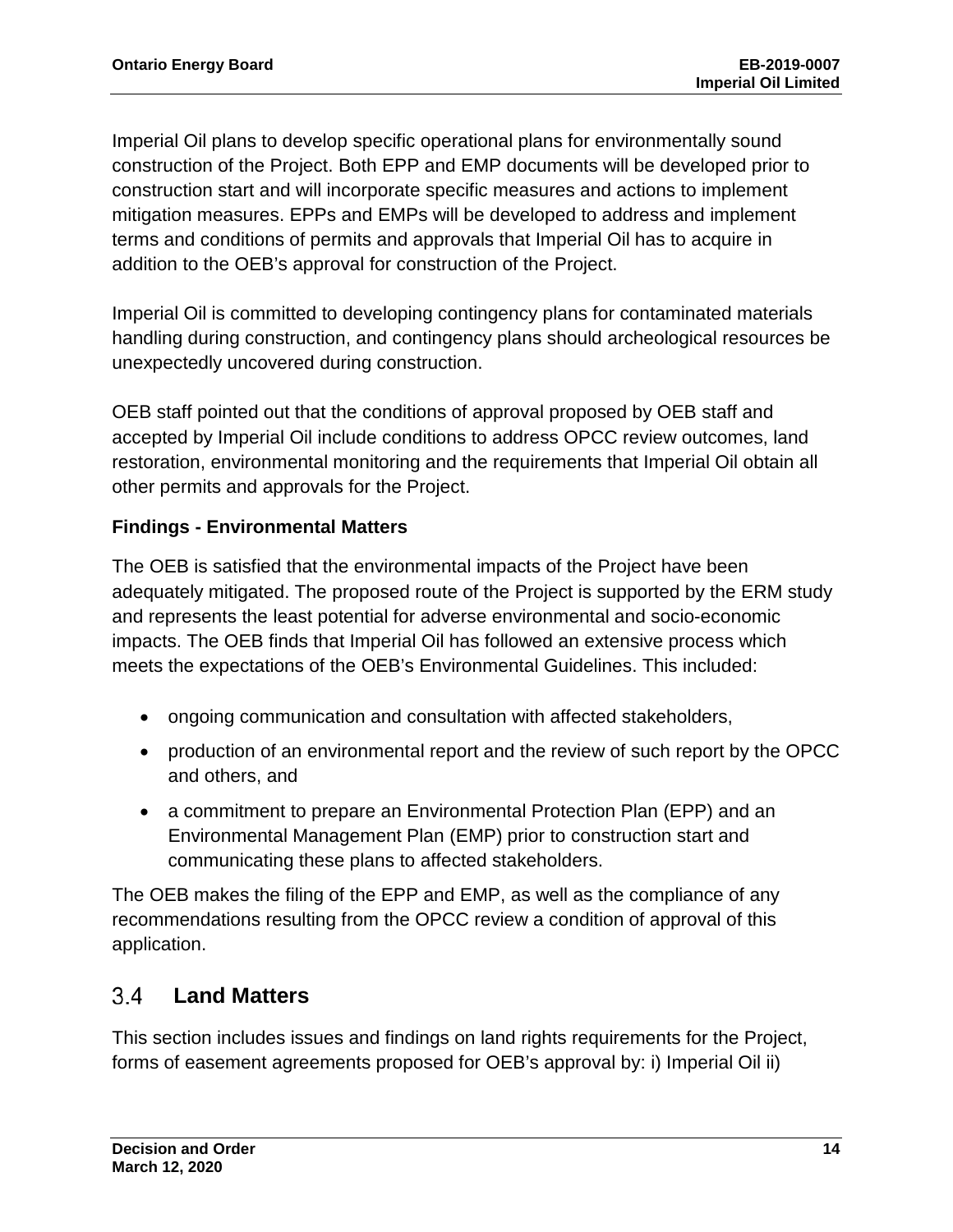Imperial Oil plans to develop specific operational plans for environmentally sound construction of the Project. Both EPP and EMP documents will be developed prior to construction start and will incorporate specific measures and actions to implement mitigation measures. EPPs and EMPs will be developed to address and implement terms and conditions of permits and approvals that Imperial Oil has to acquire in addition to the OEB's approval for construction of the Project.

Imperial Oil is committed to developing contingency plans for contaminated materials handling during construction, and contingency plans should archeological resources be unexpectedly uncovered during construction.

OEB staff pointed out that the conditions of approval proposed by OEB staff and accepted by Imperial Oil include conditions to address OPCC review outcomes, land restoration, environmental monitoring and the requirements that Imperial Oil obtain all other permits and approvals for the Project.

**Findings - Environmental Matters**

The OEB is satisfied that the environmental impacts of the Project have been adequately mitigated. The proposed route of the Project is supported by the ERM study and represents the least potential for adverse environmental and socio-economic impacts. The OEB finds that Imperial Oil has followed an extensive process which meets the expectations of the OEB's Environmental Guidelines. This included:

- ongoing communication and consultation with affected stakeholders,
- production of an environmental report and the review of such report by the OPCC and others, and
- a commitment to prepare an Environmental Protection Plan (EPP) and an Environmental Management Plan (EMP) prior to construction start and communicating these plans to affected stakeholders.

The OEB makes the filing of the EPP and EMP, as well as the compliance of any recommendations resulting from the OPCC review a condition of approval of this application.

## 3.4 Land Matters

This section includes issues and findings on land rights requirements for the Project, forms of easement agreements proposed for OEB's approval by: i) Imperial Oil ii)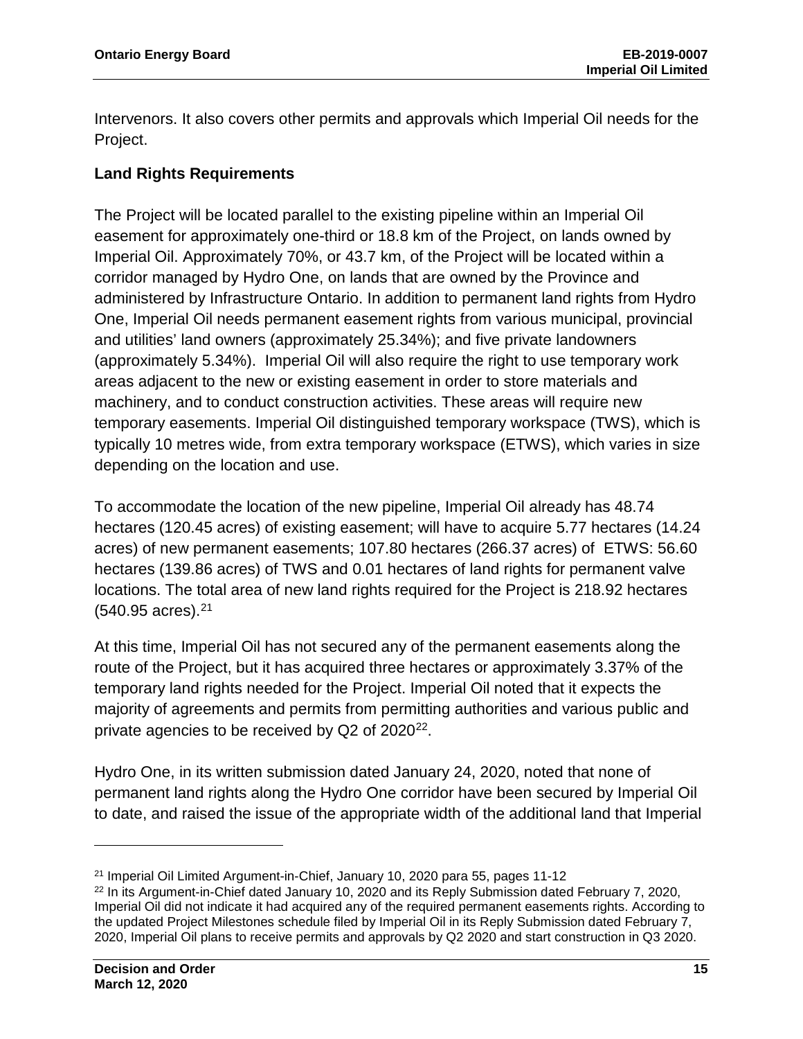Intervenors. It also covers other permits and approvals which Imperial Oil needs for the Project.

**Land Rights Requirements**

The Project will be located parallel to the existing pipeline within an Imperial Oil easement for approximately one-third or 18.8 km of the Project, on lands owned by Imperial Oil. Approximately 70%, or 43.7 km, of the Project will be located within a corridor managed by Hydro One, on lands that are owned by the Province and administered by Infrastructure Ontario. In addition to permanent land rights from Hydro One, Imperial Oil needs permanent easement rights from various municipal, provincial and utilities' land owners (approximately 25.34%); and five private landowners (approximately 5.34%). Imperial Oil will also require the right to use temporary work areas adjacent to the new or existing easement in order to store materials and machinery, and to conduct construction activities. These areas will require new temporary easements. Imperial Oil distinguished temporary workspace (TWS), which is typically 10 metres wide, from extra temporary workspace (ETWS), which varies in size depending on the location and use.

To accommodate the location of the new pipeline, Imperial Oil already has 48.74 hectares (120.45 acres) of existing easement; will have to acquire 5.77 hectares (14.24 acres) of new permanent easements; 107.80 hectares (266.37 acres) of ETWS: 56.60 hectares (139.86 acres) of TWS and 0.01 hectares of land rights for permanent valve locations. The total area of new land rights required for the Project is 218.92 hectares (540.95 acres).[21]

At this time, Imperial Oil has not secured any of the permanent easements along the route of the Project, but it has acquired three hectares or approximately 3.37% of the temporary land rights needed for the Project. Imperial Oil noted that it expects the majority of agreements and permits from permitting authorities and various public and private agencies to be received by Q2 of 2020[22].

Hydro One, in its written submission dated January 24, 2020, noted that none of permanent land rights along the Hydro One corridor have been secured by Imperial Oil to date, and raised the issue of the appropriate width of the additional land that Imperial

---

[21] Imperial Oil Limited Argument-in-Chief, January 10, 2020 para 55, pages 11-12

[22] In its Argument-in-Chief dated January 10, 2020 and its Reply Submission dated February 7, 2020, Imperial Oil did not indicate it had acquired any of the required permanent easements rights. According to the updated Project Milestones schedule filed by Imperial Oil in its Reply Submission dated February 7, 2020, Imperial Oil plans to receive permits and approvals by Q2 2020 and start construction in Q3 2020.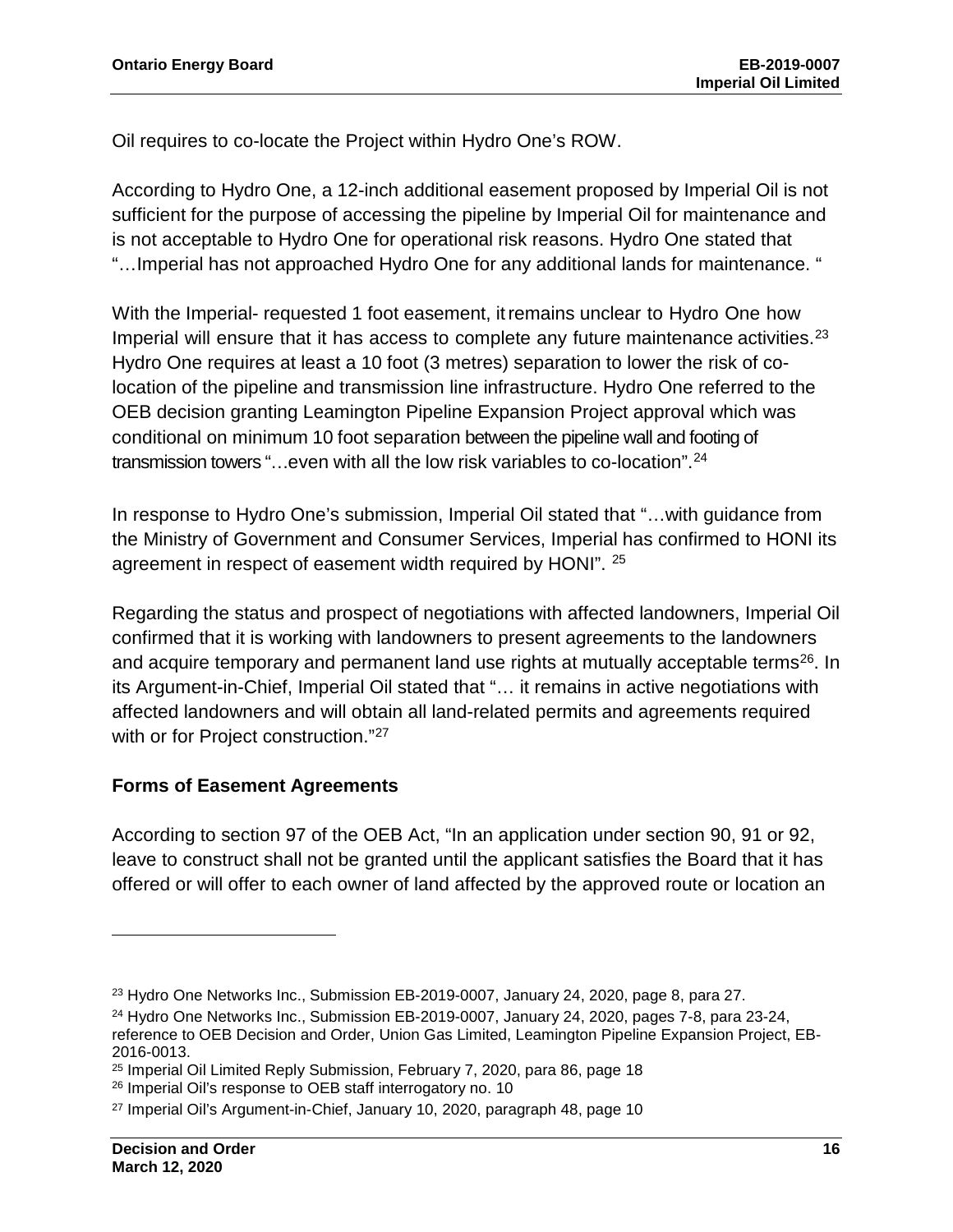Oil requires to co-locate the Project within Hydro One's ROW.

According to Hydro One, a 12-inch additional easement proposed by Imperial Oil is not sufficient for the purpose of accessing the pipeline by Imperial Oil for maintenance and is not acceptable to Hydro One for operational risk reasons. Hydro One stated that "…Imperial has not approached Hydro One for any additional lands for maintenance. "

With the Imperial- requested 1 foot easement, it remains unclear to Hydro One how Imperial will ensure that it has access to complete any future maintenance activities.[23] Hydro One requires at least a 10 foot (3 metres) separation to lower the risk of co-location of the pipeline and transmission line infrastructure. Hydro One referred to the OEB decision granting Leamington Pipeline Expansion Project approval which was conditional on minimum 10 foot separation between the pipeline wall and footing of transmission towers "…even with all the low risk variables to co-location".[24]

In response to Hydro One's submission, Imperial Oil stated that "…with guidance from the Ministry of Government and Consumer Services, Imperial has confirmed to HONI its agreement in respect of easement width required by HONI". [25]

Regarding the status and prospect of negotiations with affected landowners, Imperial Oil confirmed that it is working with landowners to present agreements to the landowners and acquire temporary and permanent land use rights at mutually acceptable terms[26]. In its Argument-in-Chief, Imperial Oil stated that "… it remains in active negotiations with affected landowners and will obtain all land-related permits and agreements required with or for Project construction."[27]

## Forms of Easement Agreements

According to section 97 of the OEB Act, "In an application under section 90, 91 or 92, leave to construct shall not be granted until the applicant satisfies the Board that it has offered or will offer to each owner of land affected by the approved route or location an

---

[23] Hydro One Networks Inc., Submission EB-2019-0007, January 24, 2020, page 8, para 27.

[24] Hydro One Networks Inc., Submission EB-2019-0007, January 24, 2020, pages 7-8, para 23-24, reference to OEB Decision and Order, Union Gas Limited, Leamington Pipeline Expansion Project, EB-2016-0013.

[25] Imperial Oil Limited Reply Submission, February 7, 2020, para 86, page 18

[26] Imperial Oil's response to OEB staff interrogatory no. 10

[27] Imperial Oil's Argument-in-Chief, January 10, 2020, paragraph 48, page 10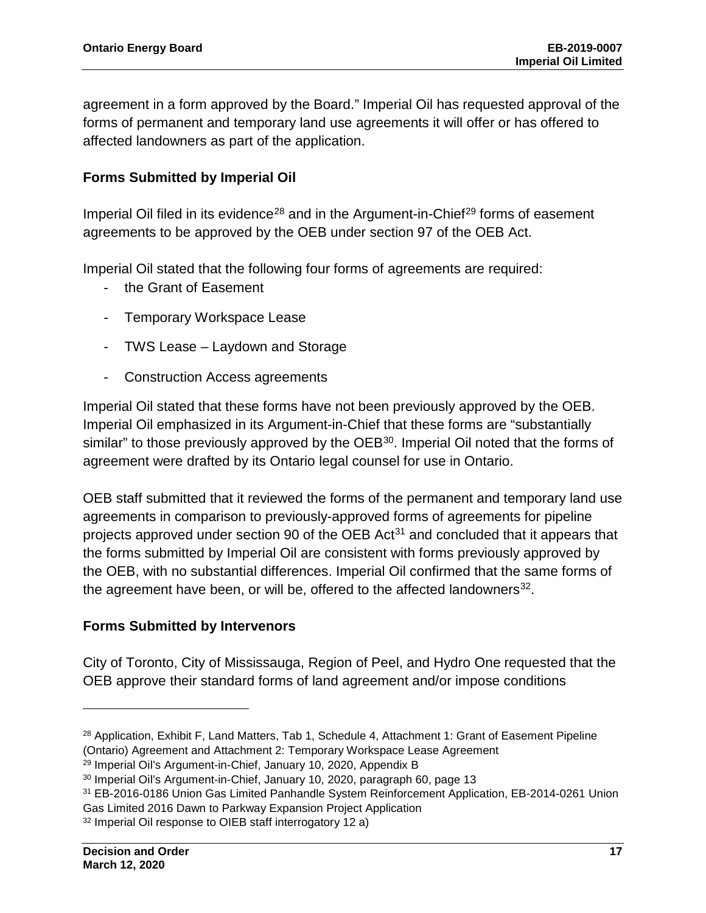agreement in a form approved by the Board." Imperial Oil has requested approval of the forms of permanent and temporary land use agreements it will offer or has offered to affected landowners as part of the application.

### Forms Submitted by Imperial Oil

Imperial Oil filed in its evidence[28] and in the Argument-in-Chief[29] forms of easement agreements to be approved by the OEB under section 97 of the OEB Act.

Imperial Oil stated that the following four forms of agreements are required:

- the Grant of Easement
- Temporary Workspace Lease
- TWS Lease – Laydown and Storage
- Construction Access agreements

Imperial Oil stated that these forms have not been previously approved by the OEB. Imperial Oil emphasized in its Argument-in-Chief that these forms are "substantially similar" to those previously approved by the OEB[30]. Imperial Oil noted that the forms of agreement were drafted by its Ontario legal counsel for use in Ontario.

OEB staff submitted that it reviewed the forms of the permanent and temporary land use agreements in comparison to previously-approved forms of agreements for pipeline projects approved under section 90 of the OEB Act[31] and concluded that it appears that the forms submitted by Imperial Oil are consistent with forms previously approved by the OEB, with no substantial differences. Imperial Oil confirmed that the same forms of the agreement have been, or will be, offered to the affected landowners[32].

### Forms Submitted by Intervenors

City of Toronto, City of Mississauga, Region of Peel, and Hydro One requested that the OEB approve their standard forms of land agreement and/or impose conditions

---

[28] Application, Exhibit F, Land Matters, Tab 1, Schedule 4, Attachment 1: Grant of Easement Pipeline (Ontario) Agreement and Attachment 2: Temporary Workspace Lease Agreement

[29] Imperial Oil's Argument-in-Chief, January 10, 2020, Appendix B

[30] Imperial Oil's Argument-in-Chief, January 10, 2020, paragraph 60, page 13

[31] EB-2016-0186 Union Gas Limited Panhandle System Reinforcement Application, EB-2014-0261 Union Gas Limited 2016 Dawn to Parkway Expansion Project Application

[32] Imperial Oil response to OIEB staff interrogatory 12 a)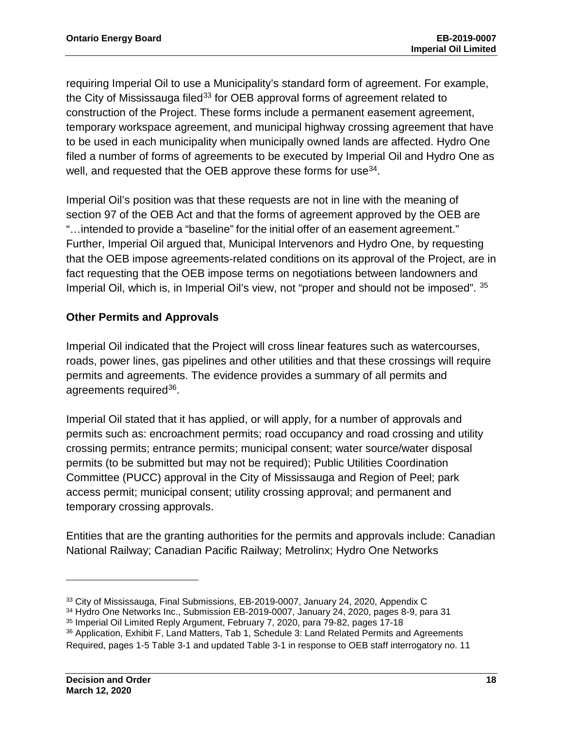requiring Imperial Oil to use a Municipality's standard form of agreement. For example, the City of Mississauga filed[33] for OEB approval forms of agreement related to construction of the Project. These forms include a permanent easement agreement, temporary workspace agreement, and municipal highway crossing agreement that have to be used in each municipality when municipally owned lands are affected. Hydro One filed a number of forms of agreements to be executed by Imperial Oil and Hydro One as well, and requested that the OEB approve these forms for use[34].

Imperial Oil's position was that these requests are not in line with the meaning of section 97 of the OEB Act and that the forms of agreement approved by the OEB are "…intended to provide a "baseline" for the initial offer of an easement agreement." Further, Imperial Oil argued that, Municipal Intervenors and Hydro One, by requesting that the OEB impose agreements-related conditions on its approval of the Project, are in fact requesting that the OEB impose terms on negotiations between landowners and Imperial Oil, which is, in Imperial Oil's view, not "proper and should not be imposed". [35]

### Other Permits and Approvals

Imperial Oil indicated that the Project will cross linear features such as watercourses, roads, power lines, gas pipelines and other utilities and that these crossings will require permits and agreements. The evidence provides a summary of all permits and agreements required[36].

Imperial Oil stated that it has applied, or will apply, for a number of approvals and permits such as: encroachment permits; road occupancy and road crossing and utility crossing permits; entrance permits; municipal consent; water source/water disposal permits (to be submitted but may not be required); Public Utilities Coordination Committee (PUCC) approval in the City of Mississauga and Region of Peel; park access permit; municipal consent; utility crossing approval; and permanent and temporary crossing approvals.

Entities that are the granting authorities for the permits and approvals include: Canadian National Railway; Canadian Pacific Railway; Metrolinx; Hydro One Networks

---

[33] City of Mississauga, Final Submissions, EB-2019-0007, January 24, 2020, Appendix C

[34] Hydro One Networks Inc., Submission EB-2019-0007, January 24, 2020, pages 8-9, para 31

[35] Imperial Oil Limited Reply Argument, February 7, 2020, para 79-82, pages 17-18

[36] Application, Exhibit F, Land Matters, Tab 1, Schedule 3: Land Related Permits and Agreements Required, pages 1-5 Table 3-1 and updated Table 3-1 in response to OEB staff interrogatory no. 11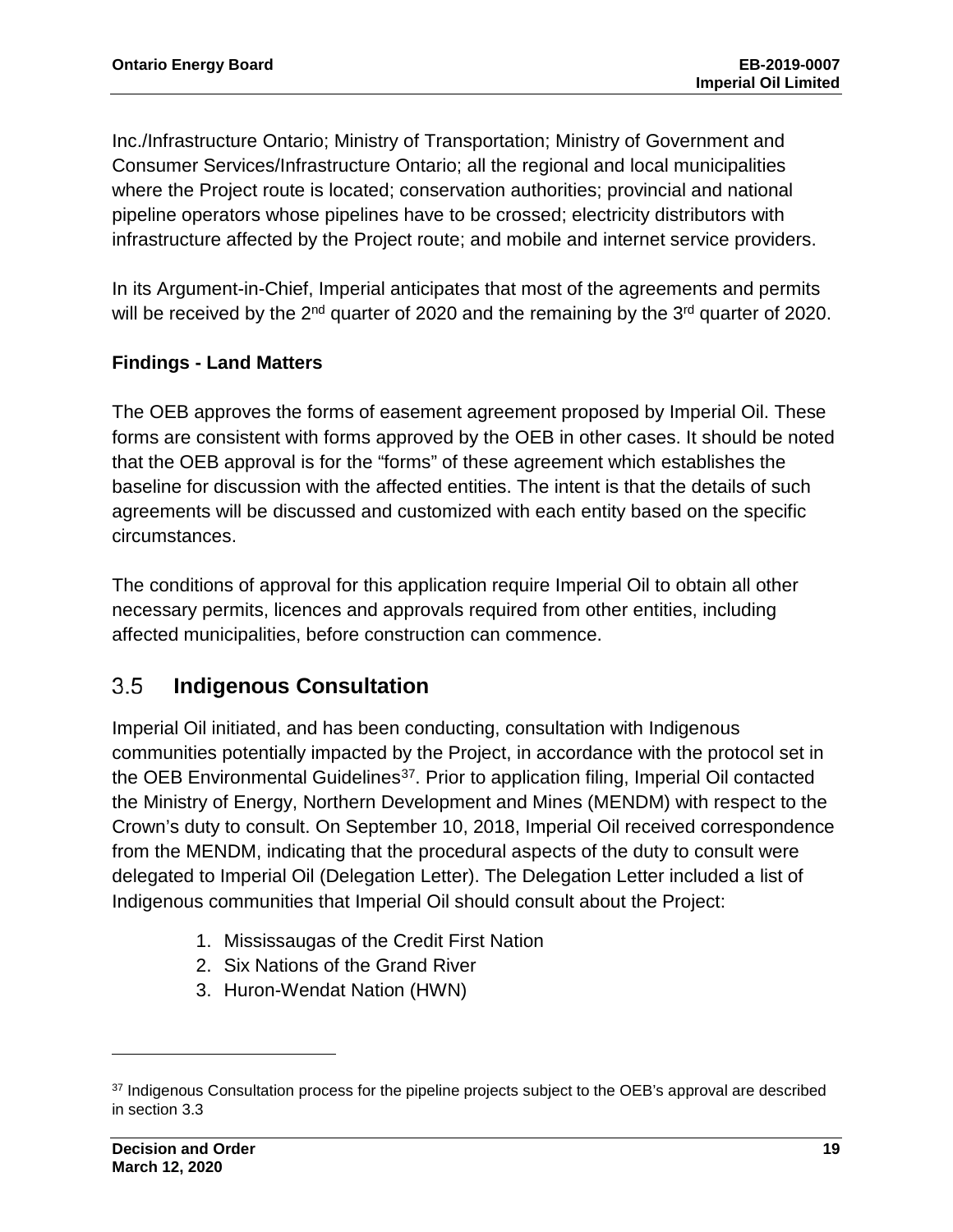Inc./Infrastructure Ontario; Ministry of Transportation; Ministry of Government and Consumer Services/Infrastructure Ontario; all the regional and local municipalities where the Project route is located; conservation authorities; provincial and national pipeline operators whose pipelines have to be crossed; electricity distributors with infrastructure affected by the Project route; and mobile and internet service providers.

In its Argument-in-Chief, Imperial anticipates that most of the agreements and permits will be received by the 2nd quarter of 2020 and the remaining by the 3rd quarter of 2020.

**Findings - Land Matters**

The OEB approves the forms of easement agreement proposed by Imperial Oil. These forms are consistent with forms approved by the OEB in other cases. It should be noted that the OEB approval is for the "forms" of these agreement which establishes the baseline for discussion with the affected entities. The intent is that the details of such agreements will be discussed and customized with each entity based on the specific circumstances.

The conditions of approval for this application require Imperial Oil to obtain all other necessary permits, licences and approvals required from other entities, including affected municipalities, before construction can commence.

## 3.5 Indigenous Consultation

Imperial Oil initiated, and has been conducting, consultation with Indigenous communities potentially impacted by the Project, in accordance with the protocol set in the OEB Environmental Guidelines[37]. Prior to application filing, Imperial Oil contacted the Ministry of Energy, Northern Development and Mines (MENDM) with respect to the Crown's duty to consult. On September 10, 2018, Imperial Oil received correspondence from the MENDM, indicating that the procedural aspects of the duty to consult were delegated to Imperial Oil (Delegation Letter). The Delegation Letter included a list of Indigenous communities that Imperial Oil should consult about the Project:

1. Mississaugas of the Credit First Nation
2. Six Nations of the Grand River
3. Huron-Wendat Nation (HWN)

[37] Indigenous Consultation process for the pipeline projects subject to the OEB's approval are described in section 3.3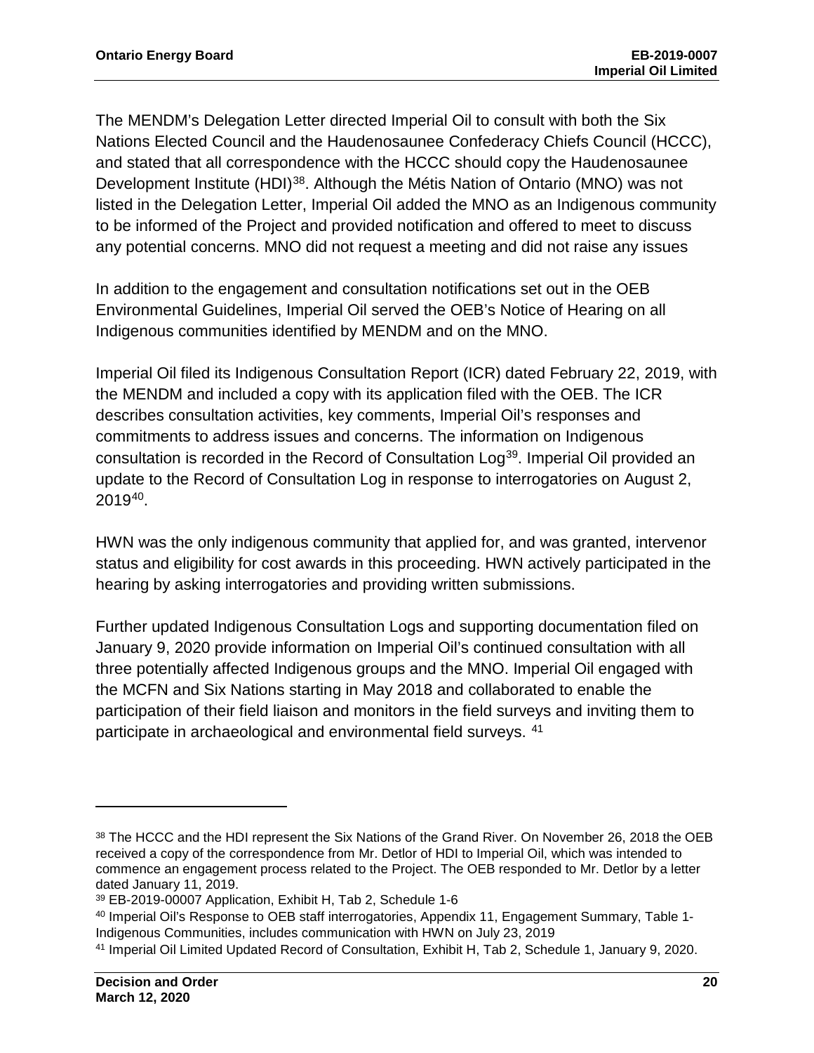The MENDM's Delegation Letter directed Imperial Oil to consult with both the Six Nations Elected Council and the Haudenosaunee Confederacy Chiefs Council (HCCC), and stated that all correspondence with the HCCC should copy the Haudenosaunee Development Institute (HDI)[38]. Although the Métis Nation of Ontario (MNO) was not listed in the Delegation Letter, Imperial Oil added the MNO as an Indigenous community to be informed of the Project and provided notification and offered to meet to discuss any potential concerns. MNO did not request a meeting and did not raise any issues

In addition to the engagement and consultation notifications set out in the OEB Environmental Guidelines, Imperial Oil served the OEB's Notice of Hearing on all Indigenous communities identified by MENDM and on the MNO.

Imperial Oil filed its Indigenous Consultation Report (ICR) dated February 22, 2019, with the MENDM and included a copy with its application filed with the OEB. The ICR describes consultation activities, key comments, Imperial Oil's responses and commitments to address issues and concerns. The information on Indigenous consultation is recorded in the Record of Consultation Log[39]. Imperial Oil provided an update to the Record of Consultation Log in response to interrogatories on August 2, 2019[40].

HWN was the only indigenous community that applied for, and was granted, intervenor status and eligibility for cost awards in this proceeding. HWN actively participated in the hearing by asking interrogatories and providing written submissions.

Further updated Indigenous Consultation Logs and supporting documentation filed on January 9, 2020 provide information on Imperial Oil's continued consultation with all three potentially affected Indigenous groups and the MNO. Imperial Oil engaged with the MCFN and Six Nations starting in May 2018 and collaborated to enable the participation of their field liaison and monitors in the field surveys and inviting them to participate in archaeological and environmental field surveys. [41]

---

[38] The HCCC and the HDI represent the Six Nations of the Grand River. On November 26, 2018 the OEB received a copy of the correspondence from Mr. Detlor of HDI to Imperial Oil, which was intended to commence an engagement process related to the Project. The OEB responded to Mr. Detlor by a letter dated January 11, 2019.

[39] EB-2019-00007 Application, Exhibit H, Tab 2, Schedule 1-6

[40] Imperial Oil's Response to OEB staff interrogatories, Appendix 11, Engagement Summary, Table 1-Indigenous Communities, includes communication with HWN on July 23, 2019

[41] Imperial Oil Limited Updated Record of Consultation, Exhibit H, Tab 2, Schedule 1, January 9, 2020.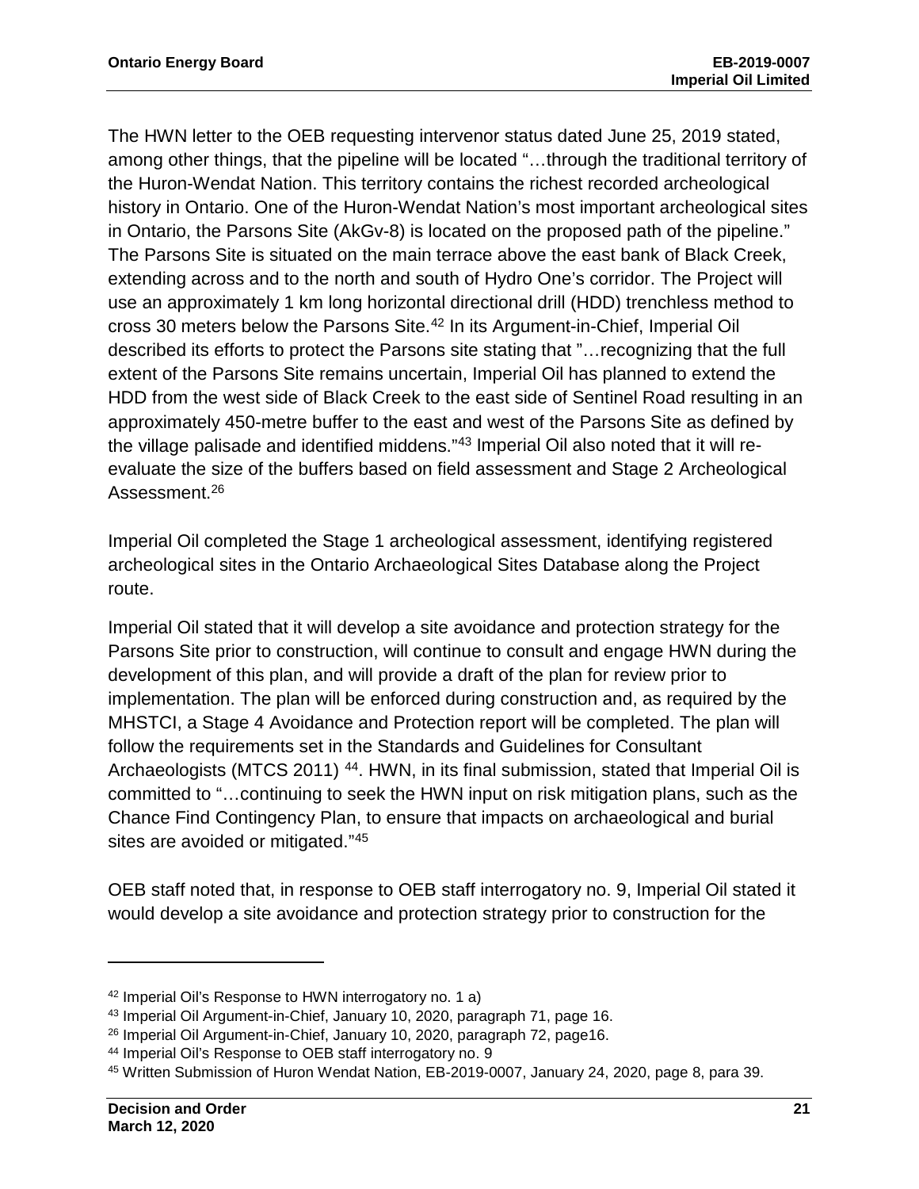The HWN letter to the OEB requesting intervenor status dated June 25, 2019 stated, among other things, that the pipeline will be located "…through the traditional territory of the Huron-Wendat Nation. This territory contains the richest recorded archeological history in Ontario. One of the Huron-Wendat Nation's most important archeological sites in Ontario, the Parsons Site (AkGv-8) is located on the proposed path of the pipeline." The Parsons Site is situated on the main terrace above the east bank of Black Creek, extending across and to the north and south of Hydro One's corridor. The Project will use an approximately 1 km long horizontal directional drill (HDD) trenchless method to cross 30 meters below the Parsons Site.[42] In its Argument-in-Chief, Imperial Oil described its efforts to protect the Parsons site stating that "…recognizing that the full extent of the Parsons Site remains uncertain, Imperial Oil has planned to extend the HDD from the west side of Black Creek to the east side of Sentinel Road resulting in an approximately 450-metre buffer to the east and west of the Parsons Site as defined by the village palisade and identified middens."[43] Imperial Oil also noted that it will re-evaluate the size of the buffers based on field assessment and Stage 2 Archeological Assessment.[26]

Imperial Oil completed the Stage 1 archeological assessment, identifying registered archeological sites in the Ontario Archaeological Sites Database along the Project route.

Imperial Oil stated that it will develop a site avoidance and protection strategy for the Parsons Site prior to construction, will continue to consult and engage HWN during the development of this plan, and will provide a draft of the plan for review prior to implementation. The plan will be enforced during construction and, as required by the MHSTCI, a Stage 4 Avoidance and Protection report will be completed. The plan will follow the requirements set in the Standards and Guidelines for Consultant Archaeologists (MTCS 2011) [44]. HWN, in its final submission, stated that Imperial Oil is committed to "…continuing to seek the HWN input on risk mitigation plans, such as the Chance Find Contingency Plan, to ensure that impacts on archaeological and burial sites are avoided or mitigated."[45]

OEB staff noted that, in response to OEB staff interrogatory no. 9, Imperial Oil stated it would develop a site avoidance and protection strategy prior to construction for the

---

[42] Imperial Oil's Response to HWN interrogatory no. 1 a)

[43] Imperial Oil Argument-in-Chief, January 10, 2020, paragraph 71, page 16.

[26] Imperial Oil Argument-in-Chief, January 10, 2020, paragraph 72, page16.

[44] Imperial Oil's Response to OEB staff interrogatory no. 9

[45] Written Submission of Huron Wendat Nation, EB-2019-0007, January 24, 2020, page 8, para 39.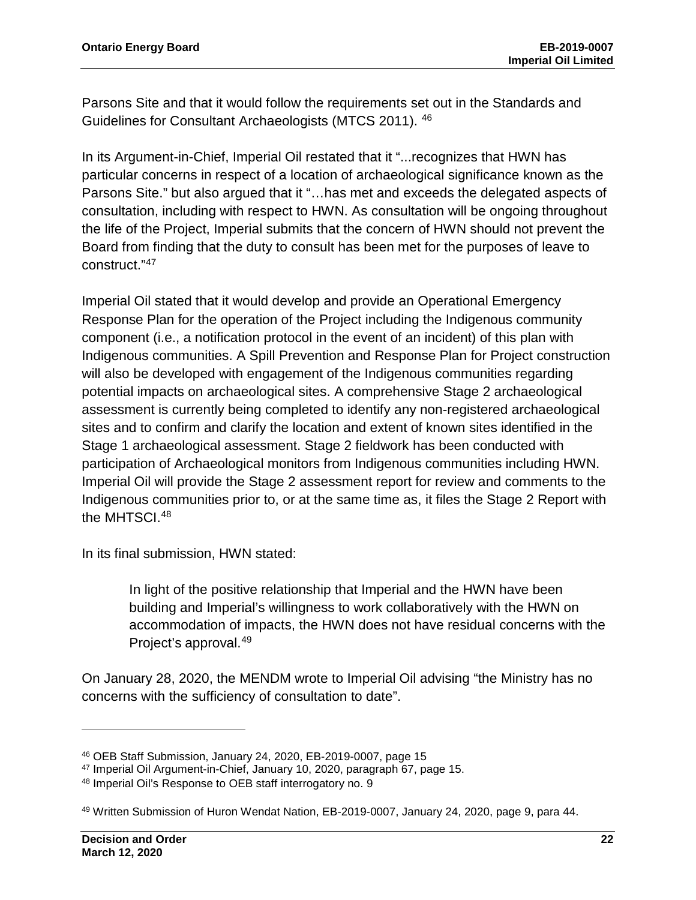Parsons Site and that it would follow the requirements set out in the Standards and Guidelines for Consultant Archaeologists (MTCS 2011). [46]

In its Argument-in-Chief, Imperial Oil restated that it "...recognizes that HWN has particular concerns in respect of a location of archaeological significance known as the Parsons Site." but also argued that it "…has met and exceeds the delegated aspects of consultation, including with respect to HWN. As consultation will be ongoing throughout the life of the Project, Imperial submits that the concern of HWN should not prevent the Board from finding that the duty to consult has been met for the purposes of leave to construct."[47]

Imperial Oil stated that it would develop and provide an Operational Emergency Response Plan for the operation of the Project including the Indigenous community component (i.e., a notification protocol in the event of an incident) of this plan with Indigenous communities. A Spill Prevention and Response Plan for Project construction will also be developed with engagement of the Indigenous communities regarding potential impacts on archaeological sites. A comprehensive Stage 2 archaeological assessment is currently being completed to identify any non-registered archaeological sites and to confirm and clarify the location and extent of known sites identified in the Stage 1 archaeological assessment. Stage 2 fieldwork has been conducted with participation of Archaeological monitors from Indigenous communities including HWN. Imperial Oil will provide the Stage 2 assessment report for review and comments to the Indigenous communities prior to, or at the same time as, it files the Stage 2 Report with the MHTSCI.[48]

In its final submission, HWN stated:

> In light of the positive relationship that Imperial and the HWN have been building and Imperial's willingness to work collaboratively with the HWN on accommodation of impacts, the HWN does not have residual concerns with the Project's approval.[49]

On January 28, 2020, the MENDM wrote to Imperial Oil advising "the Ministry has no concerns with the sufficiency of consultation to date".

---

[46] OEB Staff Submission, January 24, 2020, EB-2019-0007, page 15

[47] Imperial Oil Argument-in-Chief, January 10, 2020, paragraph 67, page 15.

[48] Imperial Oil's Response to OEB staff interrogatory no. 9

[49] Written Submission of Huron Wendat Nation, EB-2019-0007, January 24, 2020, page 9, para 44.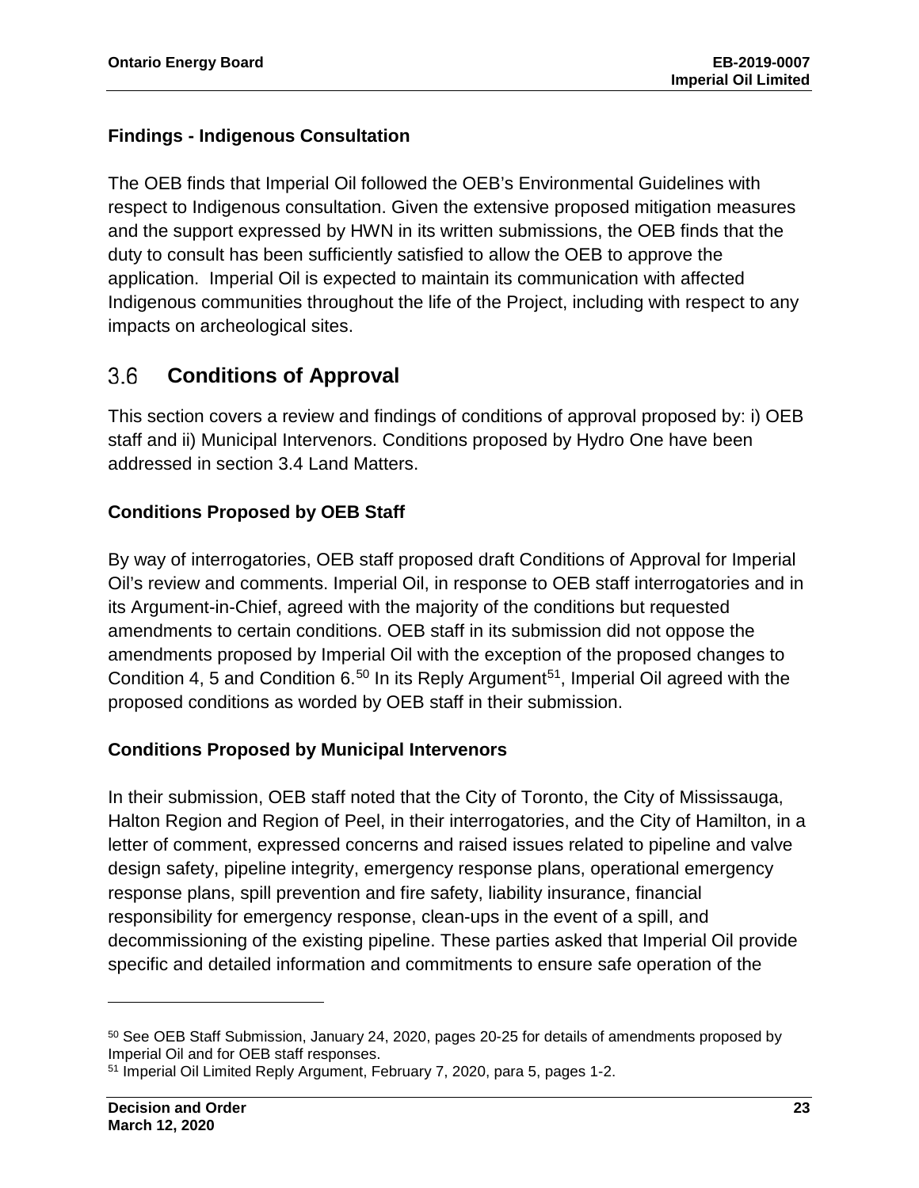### Findings - Indigenous Consultation

The OEB finds that Imperial Oil followed the OEB's Environmental Guidelines with respect to Indigenous consultation. Given the extensive proposed mitigation measures and the support expressed by HWN in its written submissions, the OEB finds that the duty to consult has been sufficiently satisfied to allow the OEB to approve the application. Imperial Oil is expected to maintain its communication with affected Indigenous communities throughout the life of the Project, including with respect to any impacts on archeological sites.

## 3.6 Conditions of Approval

This section covers a review and findings of conditions of approval proposed by: i) OEB staff and ii) Municipal Intervenors. Conditions proposed by Hydro One have been addressed in section 3.4 Land Matters.

### Conditions Proposed by OEB Staff

By way of interrogatories, OEB staff proposed draft Conditions of Approval for Imperial Oil's review and comments. Imperial Oil, in response to OEB staff interrogatories and in its Argument-in-Chief, agreed with the majority of the conditions but requested amendments to certain conditions. OEB staff in its submission did not oppose the amendments proposed by Imperial Oil with the exception of the proposed changes to Condition 4, 5 and Condition 6.[50] In its Reply Argument[51], Imperial Oil agreed with the proposed conditions as worded by OEB staff in their submission.

### Conditions Proposed by Municipal Intervenors

In their submission, OEB staff noted that the City of Toronto, the City of Mississauga, Halton Region and Region of Peel, in their interrogatories, and the City of Hamilton, in a letter of comment, expressed concerns and raised issues related to pipeline and valve design safety, pipeline integrity, emergency response plans, operational emergency response plans, spill prevention and fire safety, liability insurance, financial responsibility for emergency response, clean-ups in the event of a spill, and decommissioning of the existing pipeline. These parties asked that Imperial Oil provide specific and detailed information and commitments to ensure safe operation of the

---

[50] See OEB Staff Submission, January 24, 2020, pages 20-25 for details of amendments proposed by Imperial Oil and for OEB staff responses.

[51] Imperial Oil Limited Reply Argument, February 7, 2020, para 5, pages 1-2.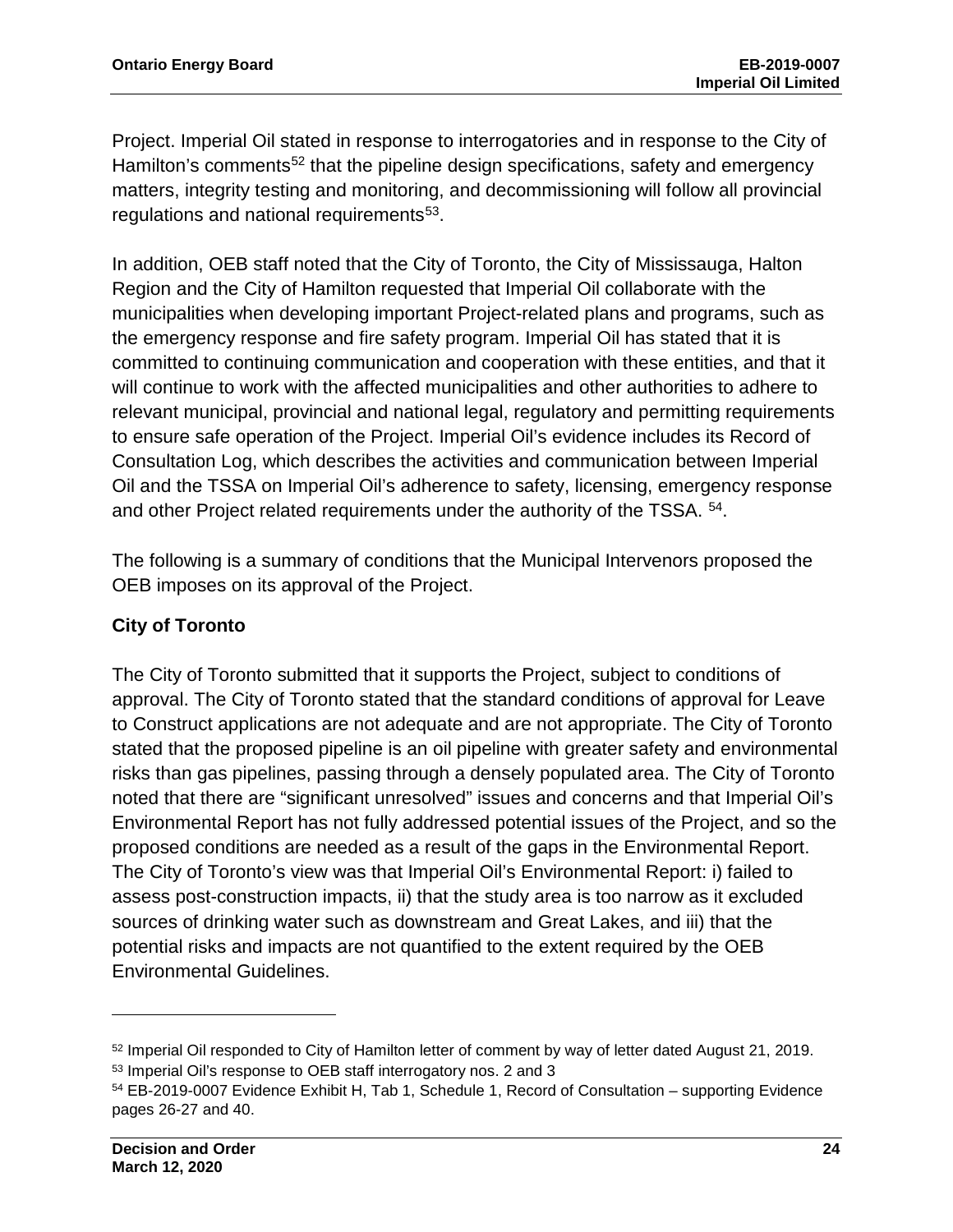Project. Imperial Oil stated in response to interrogatories and in response to the City of Hamilton's comments[52] that the pipeline design specifications, safety and emergency matters, integrity testing and monitoring, and decommissioning will follow all provincial regulations and national requirements[53].

In addition, OEB staff noted that the City of Toronto, the City of Mississauga, Halton Region and the City of Hamilton requested that Imperial Oil collaborate with the municipalities when developing important Project-related plans and programs, such as the emergency response and fire safety program. Imperial Oil has stated that it is committed to continuing communication and cooperation with these entities, and that it will continue to work with the affected municipalities and other authorities to adhere to relevant municipal, provincial and national legal, regulatory and permitting requirements to ensure safe operation of the Project. Imperial Oil's evidence includes its Record of Consultation Log, which describes the activities and communication between Imperial Oil and the TSSA on Imperial Oil's adherence to safety, licensing, emergency response and other Project related requirements under the authority of the TSSA. [54].

The following is a summary of conditions that the Municipal Intervenors proposed the OEB imposes on its approval of the Project.

### City of Toronto

The City of Toronto submitted that it supports the Project, subject to conditions of approval. The City of Toronto stated that the standard conditions of approval for Leave to Construct applications are not adequate and are not appropriate. The City of Toronto stated that the proposed pipeline is an oil pipeline with greater safety and environmental risks than gas pipelines, passing through a densely populated area. The City of Toronto noted that there are "significant unresolved" issues and concerns and that Imperial Oil's Environmental Report has not fully addressed potential issues of the Project, and so the proposed conditions are needed as a result of the gaps in the Environmental Report. The City of Toronto's view was that Imperial Oil's Environmental Report: i) failed to assess post-construction impacts, ii) that the study area is too narrow as it excluded sources of drinking water such as downstream and Great Lakes, and iii) that the potential risks and impacts are not quantified to the extent required by the OEB Environmental Guidelines.

---

[52] Imperial Oil responded to City of Hamilton letter of comment by way of letter dated August 21, 2019.

[53] Imperial Oil's response to OEB staff interrogatory nos. 2 and 3

[54] EB-2019-0007 Evidence Exhibit H, Tab 1, Schedule 1, Record of Consultation – supporting Evidence pages 26-27 and 40.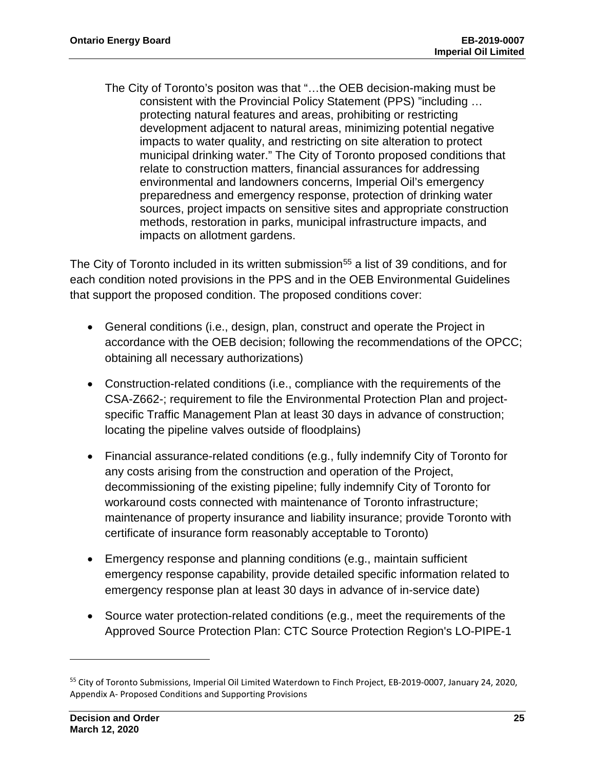> The City of Toronto's positon was that "…the OEB decision-making must be consistent with the Provincial Policy Statement (PPS) "including … protecting natural features and areas, prohibiting or restricting development adjacent to natural areas, minimizing potential negative impacts to water quality, and restricting on site alteration to protect municipal drinking water." The City of Toronto proposed conditions that relate to construction matters, financial assurances for addressing environmental and landowners concerns, Imperial Oil's emergency preparedness and emergency response, protection of drinking water sources, project impacts on sensitive sites and appropriate construction methods, restoration in parks, municipal infrastructure impacts, and impacts on allotment gardens.

The City of Toronto included in its written submission[55] a list of 39 conditions, and for each condition noted provisions in the PPS and in the OEB Environmental Guidelines that support the proposed condition. The proposed conditions cover:

- General conditions (i.e., design, plan, construct and operate the Project in accordance with the OEB decision; following the recommendations of the OPCC; obtaining all necessary authorizations)
- Construction-related conditions (i.e., compliance with the requirements of the CSA-Z662-; requirement to file the Environmental Protection Plan and project-specific Traffic Management Plan at least 30 days in advance of construction; locating the pipeline valves outside of floodplains)
- Financial assurance-related conditions (e.g., fully indemnify City of Toronto for any costs arising from the construction and operation of the Project, decommissioning of the existing pipeline; fully indemnify City of Toronto for workaround costs connected with maintenance of Toronto infrastructure; maintenance of property insurance and liability insurance; provide Toronto with certificate of insurance form reasonably acceptable to Toronto)
- Emergency response and planning conditions (e.g., maintain sufficient emergency response capability, provide detailed specific information related to emergency response plan at least 30 days in advance of in-service date)
- Source water protection-related conditions (e.g., meet the requirements of the Approved Source Protection Plan: CTC Source Protection Region's LO-PIPE-1

[55] City of Toronto Submissions, Imperial Oil Limited Waterdown to Finch Project, EB-2019-0007, January 24, 2020, Appendix A- Proposed Conditions and Supporting Provisions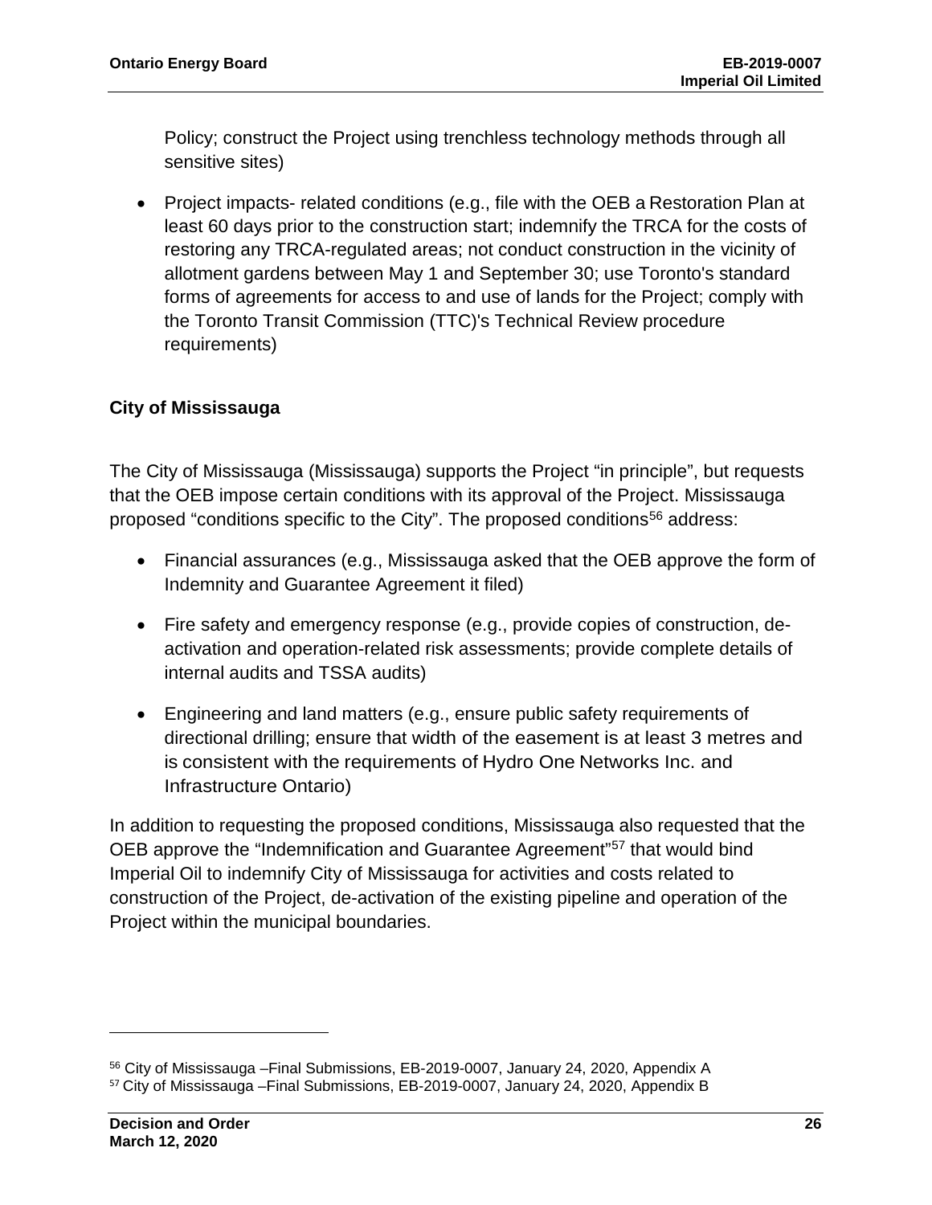Policy; construct the Project using trenchless technology methods through all sensitive sites)

- Project impacts- related conditions (e.g., file with the OEB a Restoration Plan at least 60 days prior to the construction start; indemnify the TRCA for the costs of restoring any TRCA-regulated areas; not conduct construction in the vicinity of allotment gardens between May 1 and September 30; use Toronto's standard forms of agreements for access to and use of lands for the Project; comply with the Toronto Transit Commission (TTC)'s Technical Review procedure requirements)

**City of Mississauga**

The City of Mississauga (Mississauga) supports the Project "in principle", but requests that the OEB impose certain conditions with its approval of the Project. Mississauga proposed "conditions specific to the City". The proposed conditions[56] address:

- Financial assurances (e.g., Mississauga asked that the OEB approve the form of Indemnity and Guarantee Agreement it filed)
- Fire safety and emergency response (e.g., provide copies of construction, de-activation and operation-related risk assessments; provide complete details of internal audits and TSSA audits)
- Engineering and land matters (e.g., ensure public safety requirements of directional drilling; ensure that width of the easement is at least 3 metres and is consistent with the requirements of Hydro One Networks Inc. and Infrastructure Ontario)

In addition to requesting the proposed conditions, Mississauga also requested that the OEB approve the "Indemnification and Guarantee Agreement"[57] that would bind Imperial Oil to indemnify City of Mississauga for activities and costs related to construction of the Project, de-activation of the existing pipeline and operation of the Project within the municipal boundaries.

---

[56] City of Mississauga –Final Submissions, EB-2019-0007, January 24, 2020, Appendix A

[57] City of Mississauga –Final Submissions, EB-2019-0007, January 24, 2020, Appendix B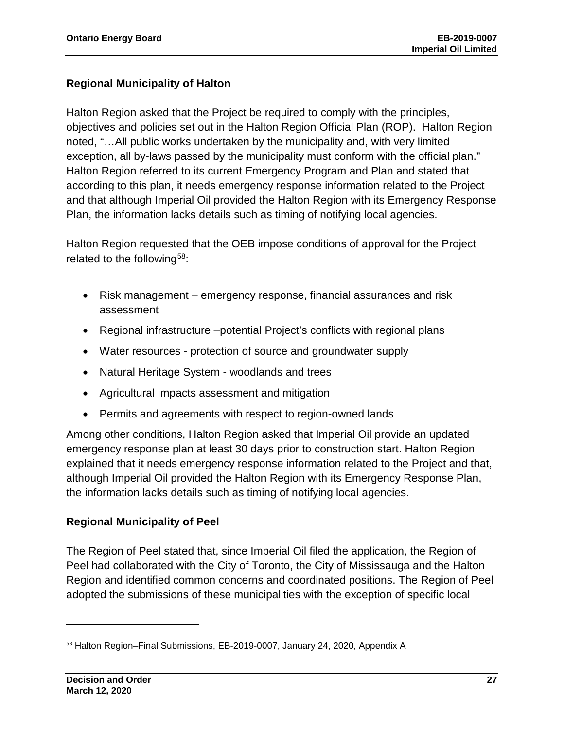**Regional Municipality of Halton**

Halton Region asked that the Project be required to comply with the principles, objectives and policies set out in the Halton Region Official Plan (ROP). Halton Region noted, "…All public works undertaken by the municipality and, with very limited exception, all by-laws passed by the municipality must conform with the official plan." Halton Region referred to its current Emergency Program and Plan and stated that according to this plan, it needs emergency response information related to the Project and that although Imperial Oil provided the Halton Region with its Emergency Response Plan, the information lacks details such as timing of notifying local agencies.

Halton Region requested that the OEB impose conditions of approval for the Project related to the following[58]:

- Risk management – emergency response, financial assurances and risk assessment
- Regional infrastructure –potential Project's conflicts with regional plans
- Water resources - protection of source and groundwater supply
- Natural Heritage System - woodlands and trees
- Agricultural impacts assessment and mitigation
- Permits and agreements with respect to region-owned lands

Among other conditions, Halton Region asked that Imperial Oil provide an updated emergency response plan at least 30 days prior to construction start. Halton Region explained that it needs emergency response information related to the Project and that, although Imperial Oil provided the Halton Region with its Emergency Response Plan, the information lacks details such as timing of notifying local agencies.

**Regional Municipality of Peel**

The Region of Peel stated that, since Imperial Oil filed the application, the Region of Peel had collaborated with the City of Toronto, the City of Mississauga and the Halton Region and identified common concerns and coordinated positions. The Region of Peel adopted the submissions of these municipalities with the exception of specific local

---

[58] Halton Region–Final Submissions, EB-2019-0007, January 24, 2020, Appendix A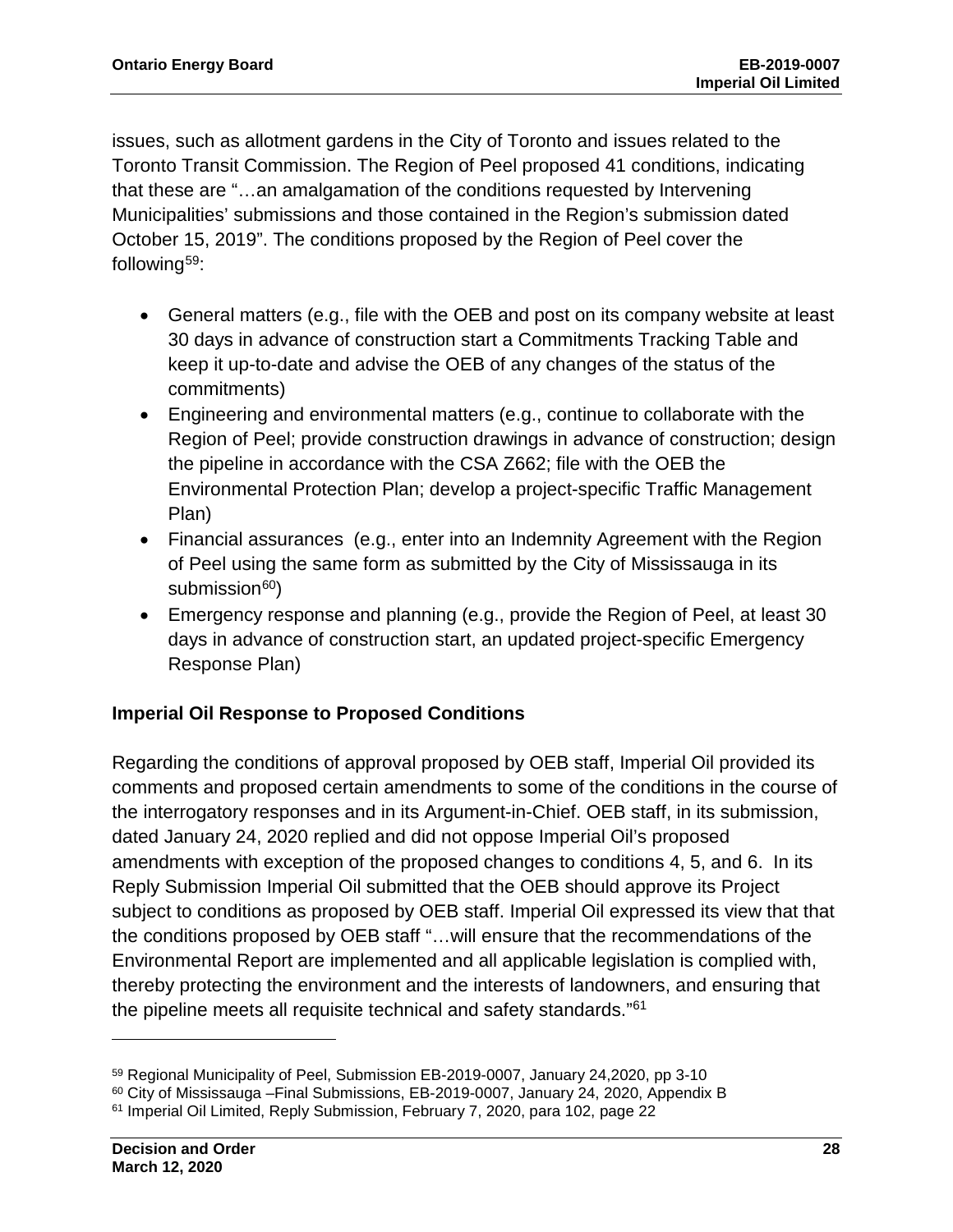issues, such as allotment gardens in the City of Toronto and issues related to the Toronto Transit Commission. The Region of Peel proposed 41 conditions, indicating that these are "…an amalgamation of the conditions requested by Intervening Municipalities' submissions and those contained in the Region's submission dated October 15, 2019". The conditions proposed by the Region of Peel cover the following[59]:

- General matters (e.g., file with the OEB and post on its company website at least 30 days in advance of construction start a Commitments Tracking Table and keep it up-to-date and advise the OEB of any changes of the status of the commitments)
- Engineering and environmental matters (e.g., continue to collaborate with the Region of Peel; provide construction drawings in advance of construction; design the pipeline in accordance with the CSA Z662; file with the OEB the Environmental Protection Plan; develop a project-specific Traffic Management Plan)
- Financial assurances (e.g., enter into an Indemnity Agreement with the Region of Peel using the same form as submitted by the City of Mississauga in its submission[60])
- Emergency response and planning (e.g., provide the Region of Peel, at least 30 days in advance of construction start, an updated project-specific Emergency Response Plan)

**Imperial Oil Response to Proposed Conditions**

Regarding the conditions of approval proposed by OEB staff, Imperial Oil provided its comments and proposed certain amendments to some of the conditions in the course of the interrogatory responses and in its Argument-in-Chief. OEB staff, in its submission, dated January 24, 2020 replied and did not oppose Imperial Oil's proposed amendments with exception of the proposed changes to conditions 4, 5, and 6. In its Reply Submission Imperial Oil submitted that the OEB should approve its Project subject to conditions as proposed by OEB staff. Imperial Oil expressed its view that that the conditions proposed by OEB staff "…will ensure that the recommendations of the Environmental Report are implemented and all applicable legislation is complied with, thereby protecting the environment and the interests of landowners, and ensuring that the pipeline meets all requisite technical and safety standards."[61]

---

[59] Regional Municipality of Peel, Submission EB-2019-0007, January 24,2020, pp 3-10

[60] City of Mississauga –Final Submissions, EB-2019-0007, January 24, 2020, Appendix B

[61] Imperial Oil Limited, Reply Submission, February 7, 2020, para 102, page 22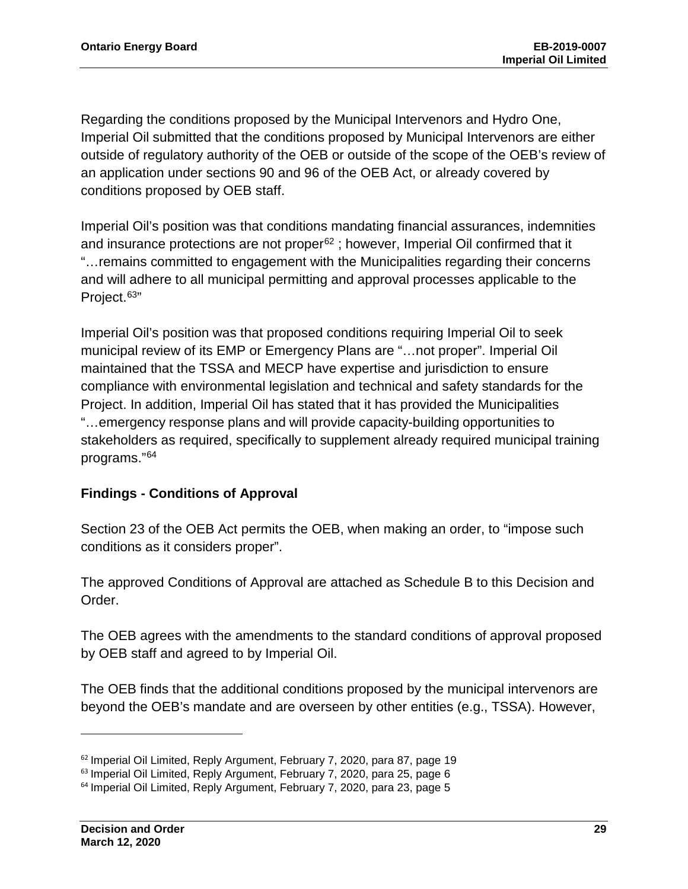Regarding the conditions proposed by the Municipal Intervenors and Hydro One, Imperial Oil submitted that the conditions proposed by Municipal Intervenors are either outside of regulatory authority of the OEB or outside of the scope of the OEB's review of an application under sections 90 and 96 of the OEB Act, or already covered by conditions proposed by OEB staff.

Imperial Oil's position was that conditions mandating financial assurances, indemnities and insurance protections are not proper[62] ; however, Imperial Oil confirmed that it "…remains committed to engagement with the Municipalities regarding their concerns and will adhere to all municipal permitting and approval processes applicable to the Project.[63]"

Imperial Oil's position was that proposed conditions requiring Imperial Oil to seek municipal review of its EMP or Emergency Plans are "…not proper". Imperial Oil maintained that the TSSA and MECP have expertise and jurisdiction to ensure compliance with environmental legislation and technical and safety standards for the Project. In addition, Imperial Oil has stated that it has provided the Municipalities "…emergency response plans and will provide capacity-building opportunities to stakeholders as required, specifically to supplement already required municipal training programs."[64]

### Findings - Conditions of Approval

Section 23 of the OEB Act permits the OEB, when making an order, to "impose such conditions as it considers proper".

The approved Conditions of Approval are attached as Schedule B to this Decision and Order.

The OEB agrees with the amendments to the standard conditions of approval proposed by OEB staff and agreed to by Imperial Oil.

The OEB finds that the additional conditions proposed by the municipal intervenors are beyond the OEB's mandate and are overseen by other entities (e.g., TSSA). However,

---

[62] Imperial Oil Limited, Reply Argument, February 7, 2020, para 87, page 19
[63] Imperial Oil Limited, Reply Argument, February 7, 2020, para 25, page 6
[64] Imperial Oil Limited, Reply Argument, February 7, 2020, para 23, page 5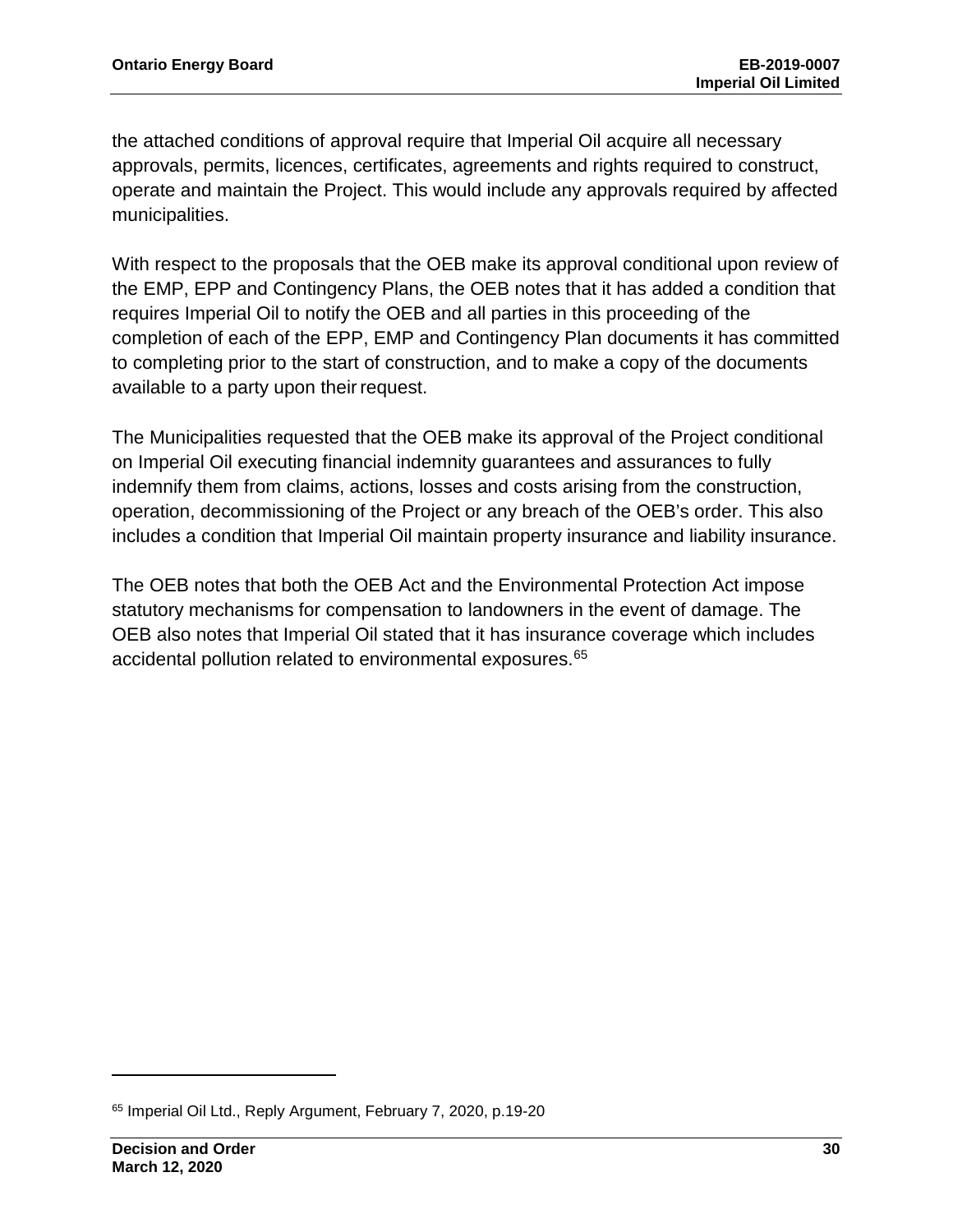the attached conditions of approval require that Imperial Oil acquire all necessary approvals, permits, licences, certificates, agreements and rights required to construct, operate and maintain the Project. This would include any approvals required by affected municipalities.

With respect to the proposals that the OEB make its approval conditional upon review of the EMP, EPP and Contingency Plans, the OEB notes that it has added a condition that requires Imperial Oil to notify the OEB and all parties in this proceeding of the completion of each of the EPP, EMP and Contingency Plan documents it has committed to completing prior to the start of construction, and to make a copy of the documents available to a party upon their request.

The Municipalities requested that the OEB make its approval of the Project conditional on Imperial Oil executing financial indemnity guarantees and assurances to fully indemnify them from claims, actions, losses and costs arising from the construction, operation, decommissioning of the Project or any breach of the OEB's order. This also includes a condition that Imperial Oil maintain property insurance and liability insurance.

The OEB notes that both the OEB Act and the Environmental Protection Act impose statutory mechanisms for compensation to landowners in the event of damage. The OEB also notes that Imperial Oil stated that it has insurance coverage which includes accidental pollution related to environmental exposures.[65]

---

[65] Imperial Oil Ltd., Reply Argument, February 7, 2020, p.19-20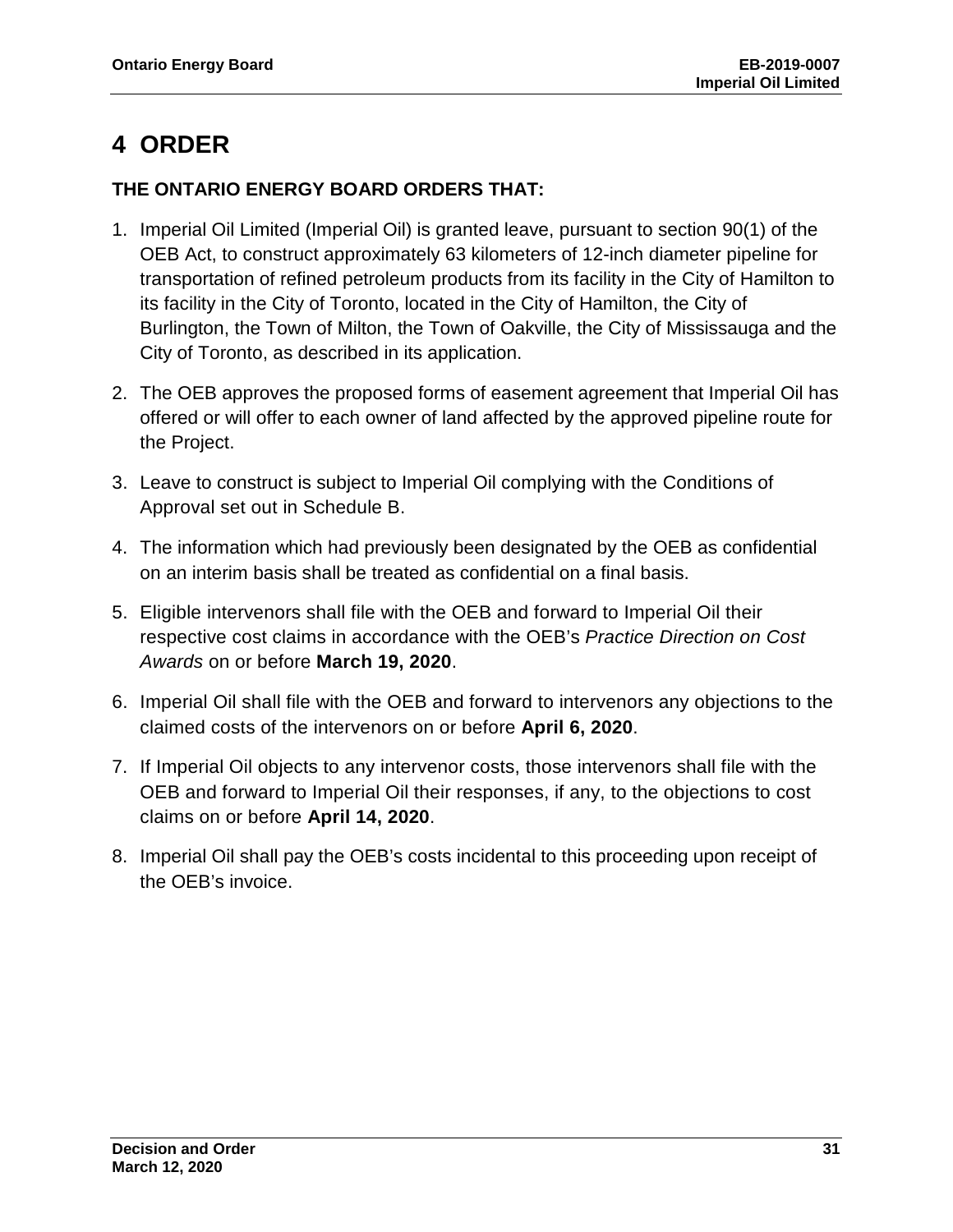# 4 ORDER

**THE ONTARIO ENERGY BOARD ORDERS THAT:**

1. Imperial Oil Limited (Imperial Oil) is granted leave, pursuant to section 90(1) of the OEB Act, to construct approximately 63 kilometers of 12-inch diameter pipeline for transportation of refined petroleum products from its facility in the City of Hamilton to its facility in the City of Toronto, located in the City of Hamilton, the City of Burlington, the Town of Milton, the Town of Oakville, the City of Mississauga and the City of Toronto, as described in its application.
2. The OEB approves the proposed forms of easement agreement that Imperial Oil has offered or will offer to each owner of land affected by the approved pipeline route for the Project.
3. Leave to construct is subject to Imperial Oil complying with the Conditions of Approval set out in Schedule B.
4. The information which had previously been designated by the OEB as confidential on an interim basis shall be treated as confidential on a final basis.
5. Eligible intervenors shall file with the OEB and forward to Imperial Oil their respective cost claims in accordance with the OEB's *Practice Direction on Cost Awards* on or before **March 19, 2020**.
6. Imperial Oil shall file with the OEB and forward to intervenors any objections to the claimed costs of the intervenors on or before **April 6, 2020**.
7. If Imperial Oil objects to any intervenor costs, those intervenors shall file with the OEB and forward to Imperial Oil their responses, if any, to the objections to cost claims on or before **April 14, 2020**.
8. Imperial Oil shall pay the OEB's costs incidental to this proceeding upon receipt of the OEB's invoice.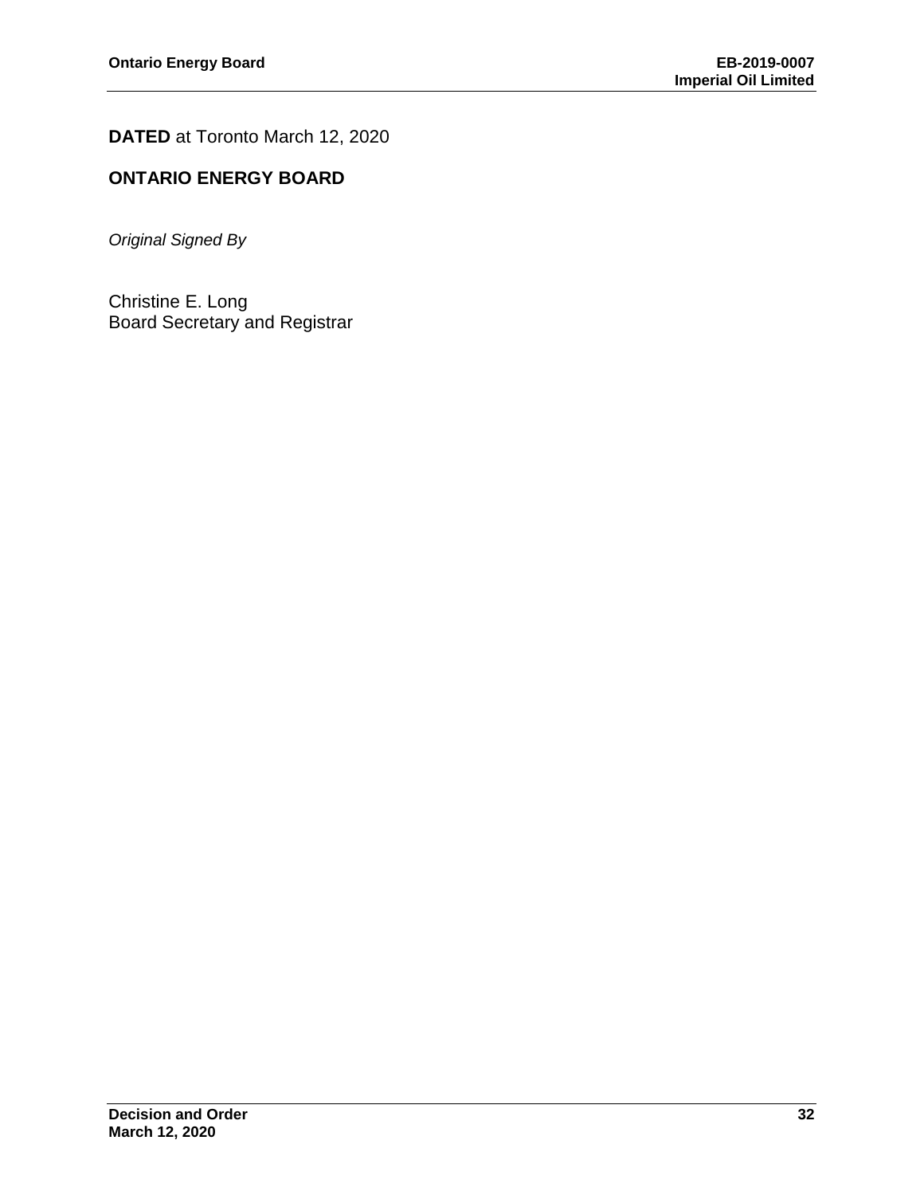**DATED** at Toronto March 12, 2020

**ONTARIO ENERGY BOARD**

*Original Signed By*

Christine E. Long
Board Secretary and Registrar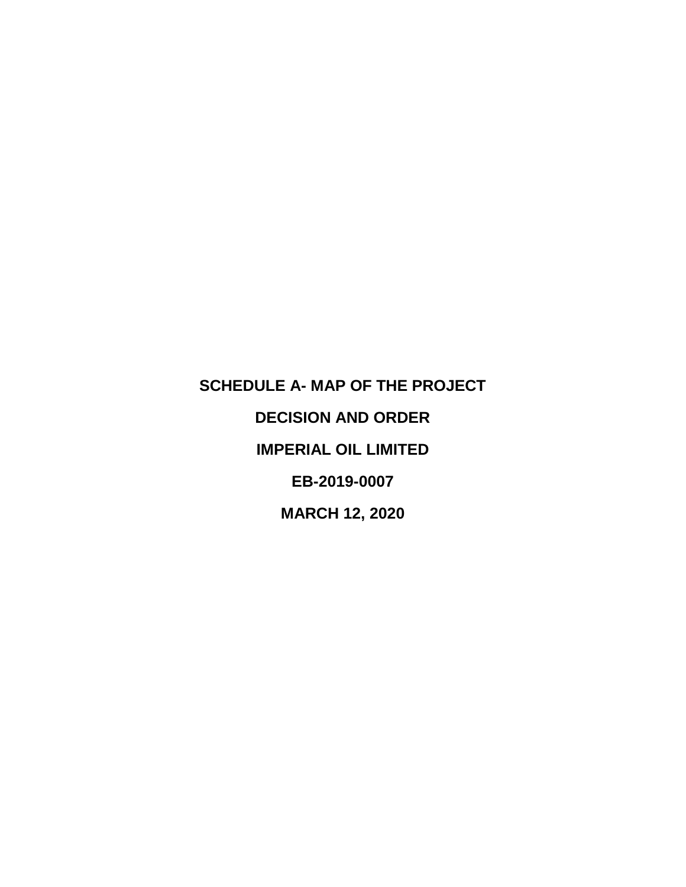**SCHEDULE A- MAP OF THE PROJECT**

**DECISION AND ORDER**

**IMPERIAL OIL LIMITED**

**EB-2019-0007**

**MARCH 12, 2020**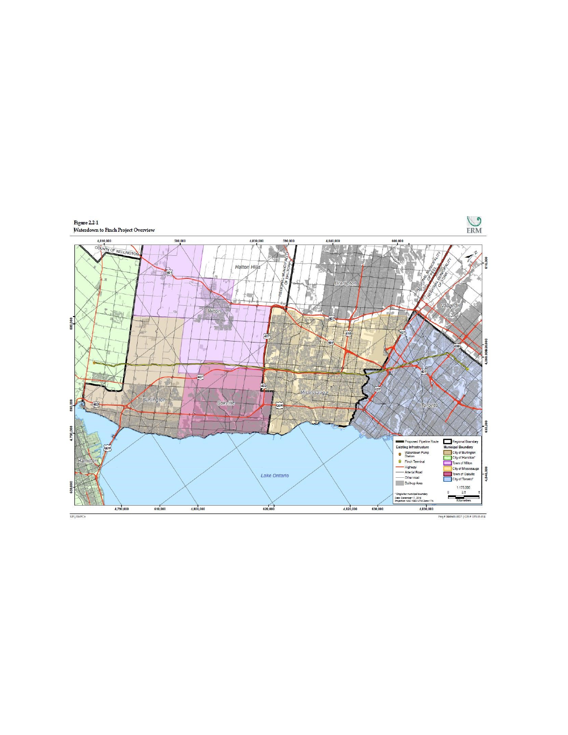Figure 2.2-1
Waterdown to Finch Project Overview

ERM

Halton Hills

Brampton

Vaughan

Milton

Mississauga

Burlington

Oakville

Toronto

Hamilton

Lake Ontario

COUNTY OF WELLINGTON

REGIONAL MUNICIPALITY OF HALTON

REGIONAL MUNICIPALITY OF PEEL

REGIONAL MUNICIPALITY OF YORK

| Legend | |
|---|---|
| Proposed Pipeline Route | Regional Boundary |
| **Existing Infrastructure** | **Municipal Boundary** |
| Waterdown Pump Station | City of Burlington |
| Finch Terminal | City of Hamilton* |
| Highway | Town of Milton |
| Arterial Road | City of Mississauga |
| Other road | Town of Oakville |
| Built-up Area | City of Toronto* |

1:175,000

0 2.5 5

Kilometres

* Single-tier municipal boundary

Date: December 17, 2018

Projection: NAD 1983 UTM Zone 17N

UPI/IMPC6

Proj # 0469600-0027 | GIS # UPI-15-014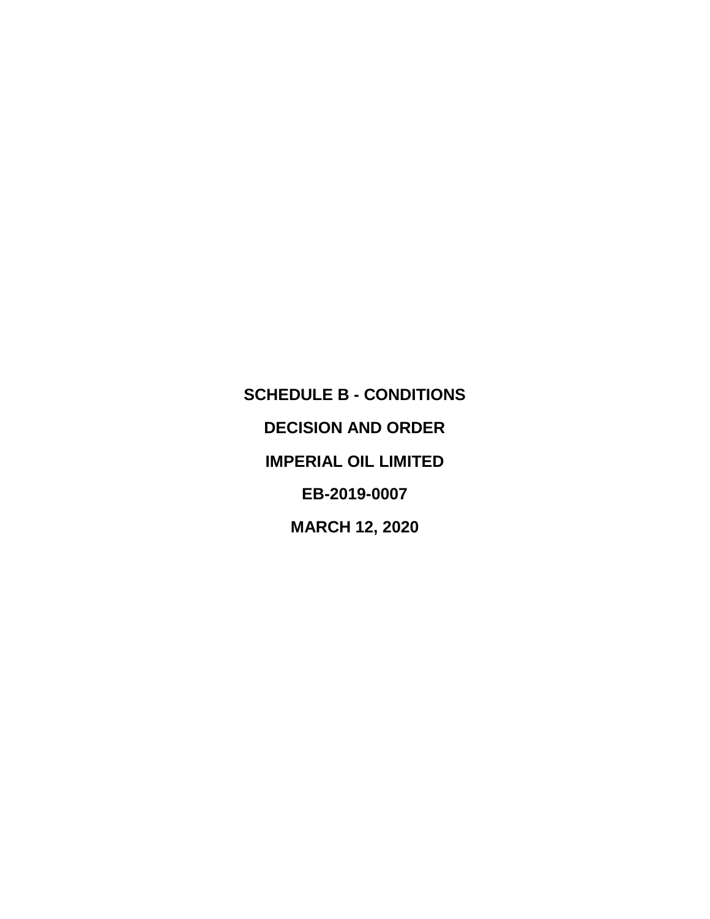**SCHEDULE B - CONDITIONS**

**DECISION AND ORDER**

**IMPERIAL OIL LIMITED**

**EB-2019-0007**

**MARCH 12, 2020**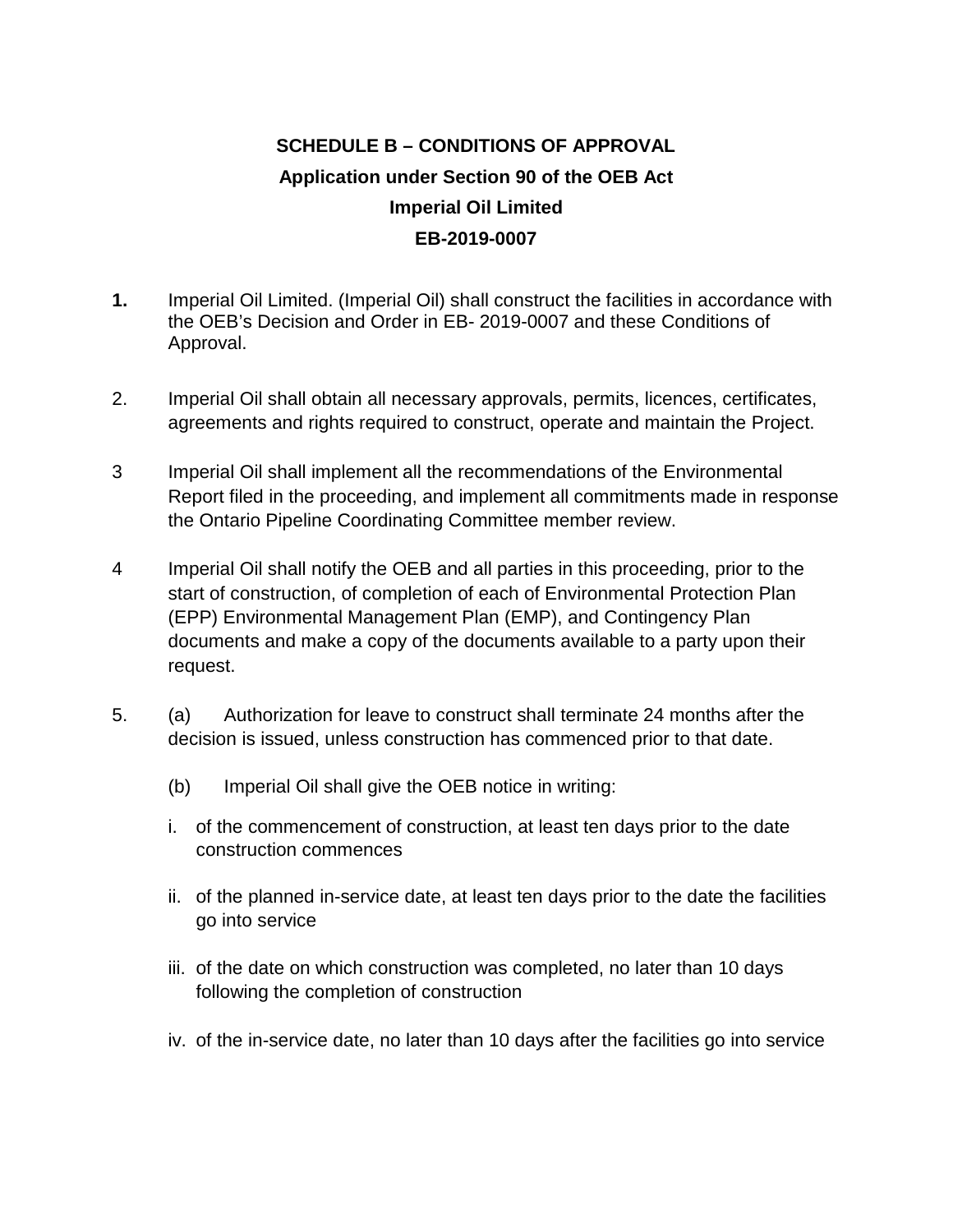## SCHEDULE B – CONDITIONS OF APPROVAL
## Application under Section 90 of the OEB Act
## Imperial Oil Limited
## EB-2019-0007

**1.** Imperial Oil Limited. (Imperial Oil) shall construct the facilities in accordance with the OEB's Decision and Order in EB- 2019-0007 and these Conditions of Approval.

2. Imperial Oil shall obtain all necessary approvals, permits, licences, certificates, agreements and rights required to construct, operate and maintain the Project.

3 Imperial Oil shall implement all the recommendations of the Environmental Report filed in the proceeding, and implement all commitments made in response the Ontario Pipeline Coordinating Committee member review.

4 Imperial Oil shall notify the OEB and all parties in this proceeding, prior to the start of construction, of completion of each of Environmental Protection Plan (EPP) Environmental Management Plan (EMP), and Contingency Plan documents and make a copy of the documents available to a party upon their request.

5. (a) Authorization for leave to construct shall terminate 24 months after the decision is issued, unless construction has commenced prior to that date.

   (b) Imperial Oil shall give the OEB notice in writing:

   i. of the commencement of construction, at least ten days prior to the date construction commences

   ii. of the planned in-service date, at least ten days prior to the date the facilities go into service

   iii. of the date on which construction was completed, no later than 10 days following the completion of construction

   iv. of the in-service date, no later than 10 days after the facilities go into service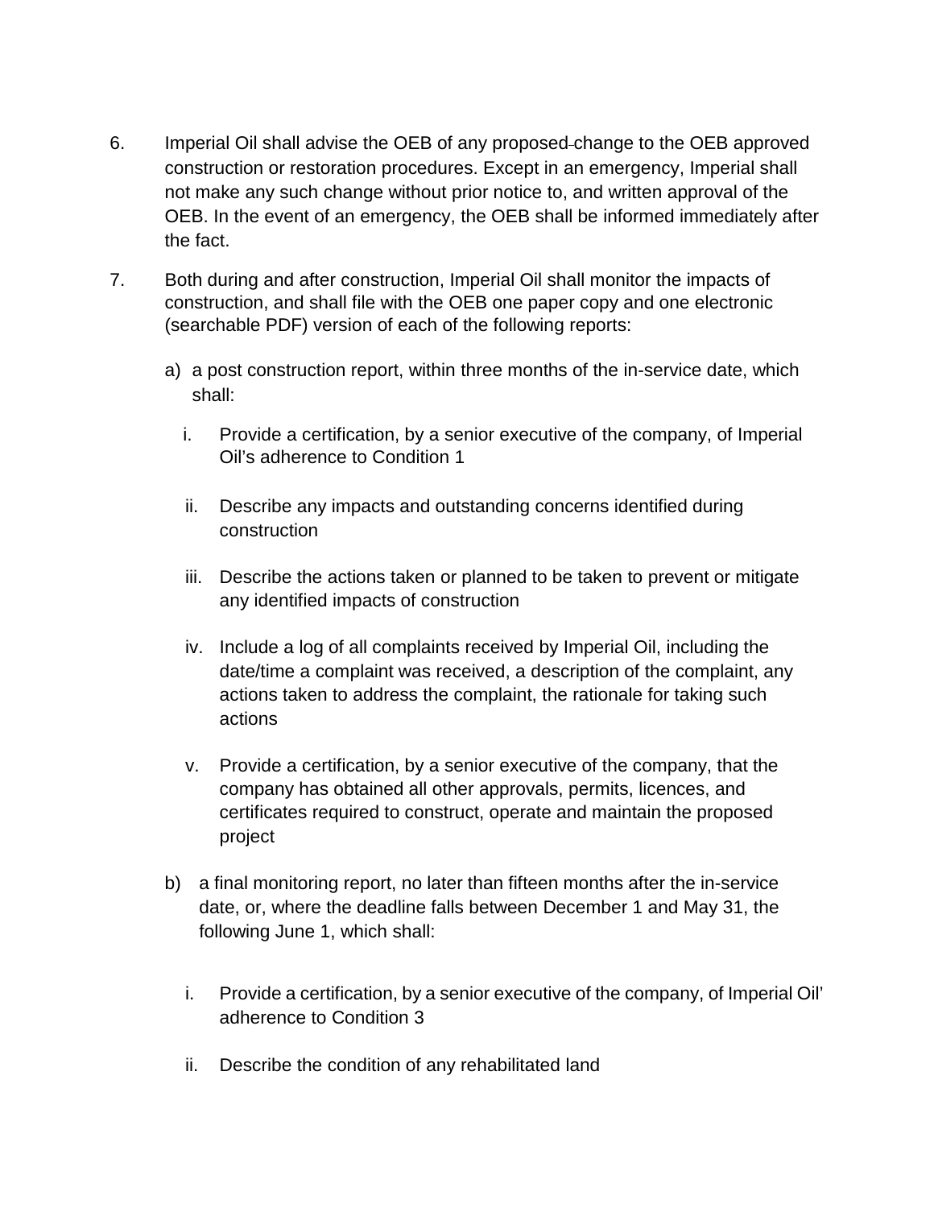6. Imperial Oil shall advise the OEB of any proposed change to the OEB approved construction or restoration procedures. Except in an emergency, Imperial shall not make any such change without prior notice to, and written approval of the OEB. In the event of an emergency, the OEB shall be informed immediately after the fact.

7. Both during and after construction, Imperial Oil shall monitor the impacts of construction, and shall file with the OEB one paper copy and one electronic (searchable PDF) version of each of the following reports:

   a) a post construction report, within three months of the in-service date, which shall:

      i. Provide a certification, by a senior executive of the company, of Imperial Oil's adherence to Condition 1

      ii. Describe any impacts and outstanding concerns identified during construction

      iii. Describe the actions taken or planned to be taken to prevent or mitigate any identified impacts of construction

      iv. Include a log of all complaints received by Imperial Oil, including the date/time a complaint was received, a description of the complaint, any actions taken to address the complaint, the rationale for taking such actions

      v. Provide a certification, by a senior executive of the company, that the company has obtained all other approvals, permits, licences, and certificates required to construct, operate and maintain the proposed project

   b) a final monitoring report, no later than fifteen months after the in-service date, or, where the deadline falls between December 1 and May 31, the following June 1, which shall:

      i. Provide a certification, by a senior executive of the company, of Imperial Oil' adherence to Condition 3

      ii. Describe the condition of any rehabilitated land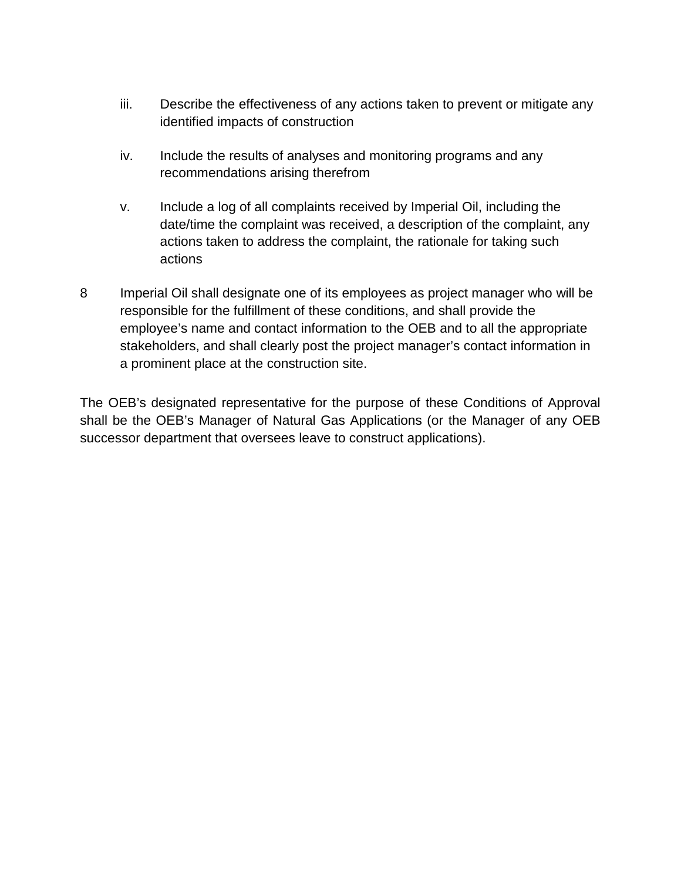iii. Describe the effectiveness of any actions taken to prevent or mitigate any identified impacts of construction

iv. Include the results of analyses and monitoring programs and any recommendations arising therefrom

v. Include a log of all complaints received by Imperial Oil, including the date/time the complaint was received, a description of the complaint, any actions taken to address the complaint, the rationale for taking such actions

8 Imperial Oil shall designate one of its employees as project manager who will be responsible for the fulfillment of these conditions, and shall provide the employee's name and contact information to the OEB and to all the appropriate stakeholders, and shall clearly post the project manager's contact information in a prominent place at the construction site.

The OEB's designated representative for the purpose of these Conditions of Approval shall be the OEB's Manager of Natural Gas Applications (or the Manager of any OEB successor department that oversees leave to construct applications).